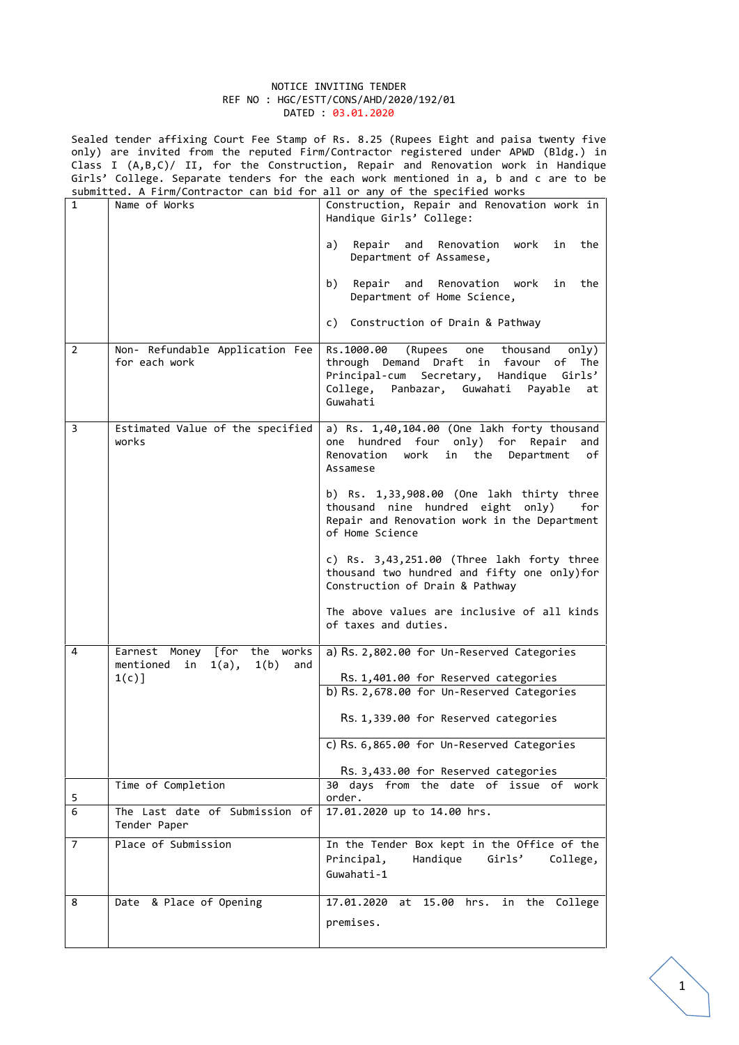# NOTICE INVITING TENDER

REF NO : HGC/ESTT/CONS/AHD/2020/192/01

DATED : 03.01.2020

Sealed tender affixing Court Fee Stamp of Rs. 8.25 (Rupees Eight and paisa twenty five only) are invited from the reputed Firm/Contractor registered under APWD (Bldg.) in Class I (A,B,C)/ II, for the Construction, Repair and Renovation work in Handique Girls' College. Separate tenders for the each work mentioned in a, b and c are to be submitted. A Firm/Contractor can bid for all or any of the specified works

| | | |
|---|---|---|
| 1 | Name of Works | Construction, Repair and Renovation work in Handique Girls' College:<br><br>a) Repair and Renovation work in the Department of Assamese,<br><br>b) Repair and Renovation work in the Department of Home Science,<br><br>c) Construction of Drain & Pathway |
| 2 | Non- Refundable Application Fee for each work | Rs.1000.00 (Rupees one thousand only) through Demand Draft in favour of The Principal-cum Secretary, Handique Girls' College, Panbazar, Guwahati Payable at Guwahati |
| 3 | Estimated Value of the specified works | a) Rs. 1,40,104.00 (One lakh forty thousand one hundred four only) for Repair and Renovation work in the Department of Assamese<br><br>b) Rs. 1,33,908.00 (One lakh thirty three thousand nine hundred eight only) for Repair and Renovation work in the Department of Home Science<br><br>c) Rs. 3,43,251.00 (Three lakh forty three thousand two hundred and fifty one only)for Construction of Drain & Pathway<br><br>The above values are inclusive of all kinds of taxes and duties. |
| 4 | Earnest Money [for the works mentioned in 1(a), 1(b) and 1(c)] | a) Rs. 2,802.00 for Un-Reserved Categories<br><br>Rs. 1,401.00 for Reserved categories |
| | | b) Rs. 2,678.00 for Un-Reserved Categories<br><br>Rs. 1,339.00 for Reserved categories |
| | | c) Rs. 6,865.00 for Un-Reserved Categories<br><br>Rs. 3,433.00 for Reserved categories |
| 5 | Time of Completion | 30 days from the date of issue of work order. |
| 6 | The Last date of Submission of Tender Paper | 17.01.2020 up to 14.00 hrs. |
| 7 | Place of Submission | In the Tender Box kept in the Office of the Principal, Handique Girls' College, Guwahati-1 |
| 8 | Date & Place of Opening | 17.01.2020 at 15.00 hrs. in the College premises. |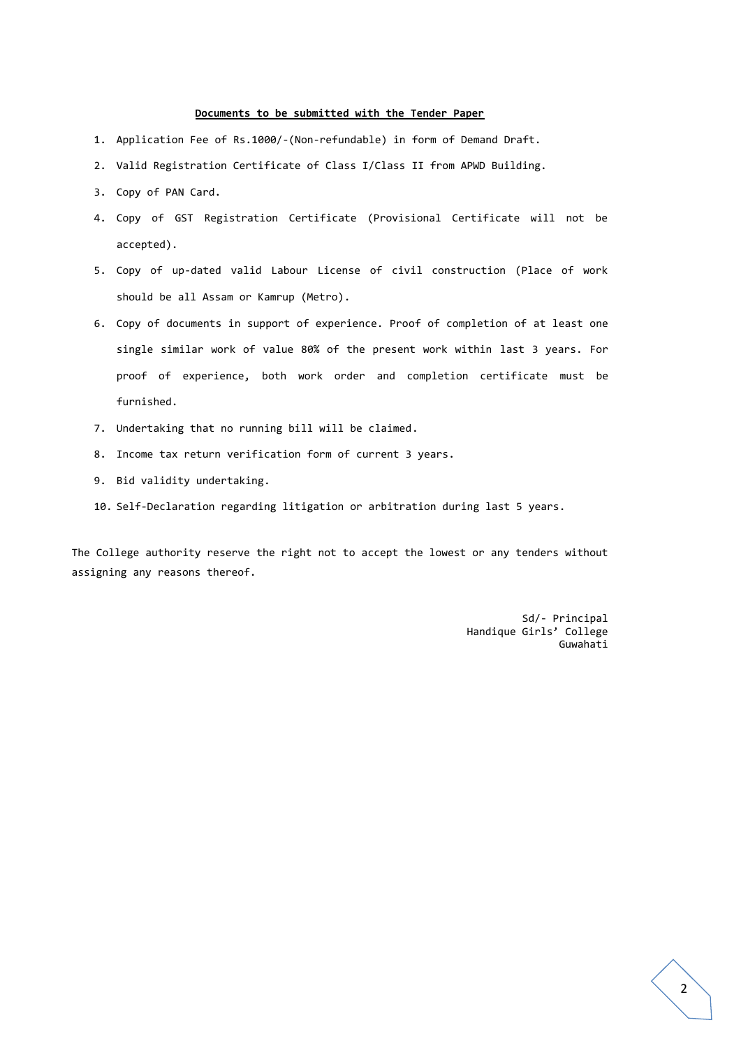**Documents to be submitted with the Tender Paper**

1. Application Fee of Rs.1000/-(Non-refundable) in form of Demand Draft.
2. Valid Registration Certificate of Class I/Class II from APWD Building.
3. Copy of PAN Card.
4. Copy of GST Registration Certificate (Provisional Certificate will not be accepted).
5. Copy of up-dated valid Labour License of civil construction (Place of work should be all Assam or Kamrup (Metro).
6. Copy of documents in support of experience. Proof of completion of at least one single similar work of value 80% of the present work within last 3 years. For proof of experience, both work order and completion certificate must be furnished.
7. Undertaking that no running bill will be claimed.
8. Income tax return verification form of current 3 years.
9. Bid validity undertaking.
10. Self-Declaration regarding litigation or arbitration during last 5 years.

The College authority reserve the right not to accept the lowest or any tenders without assigning any reasons thereof.

Sd/- Principal
Handique Girls' College
Guwahati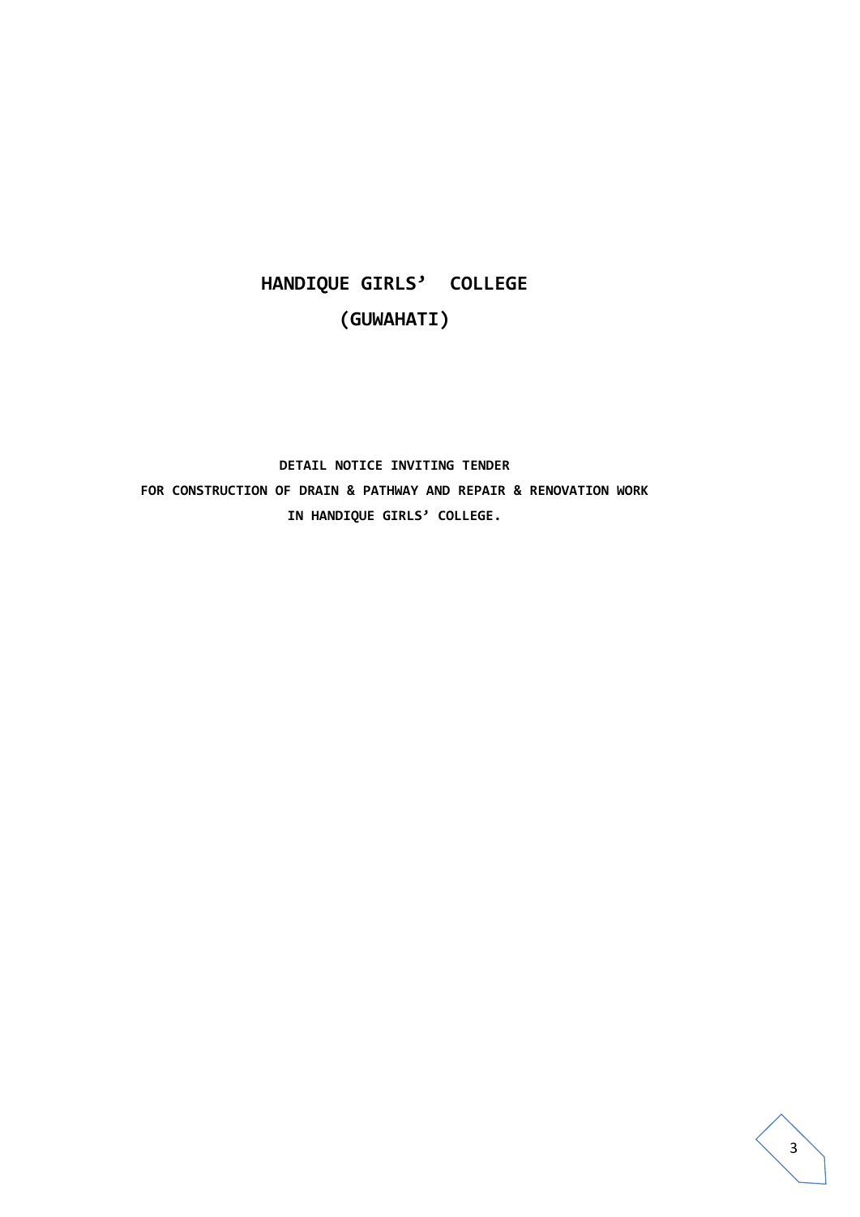# HANDIQUE GIRLS' COLLEGE

## (GUWAHATI)

**DETAIL NOTICE INVITING TENDER**

**FOR CONSTRUCTION OF DRAIN & PATHWAY AND REPAIR & RENOVATION WORK**

**IN HANDIQUE GIRLS' COLLEGE.**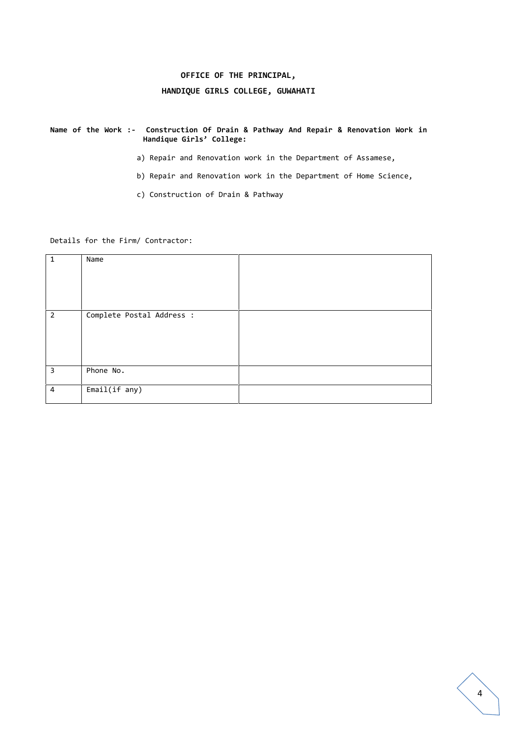**OFFICE OF THE PRINCIPAL,**

**HANDIQUE GIRLS COLLEGE, GUWAHATI**

**Name of the Work :- Construction Of Drain & Pathway And Repair & Renovation Work in Handique Girls' College:**

a) Repair and Renovation work in the Department of Assamese,

b) Repair and Renovation work in the Department of Home Science,

c) Construction of Drain & Pathway

Details for the Firm/ Contractor:

| | | |
|---|---|---|
| 1 | Name | |
| 2 | Complete Postal Address : | |
| 3 | Phone No. | |
| 4 | Email(if any) | |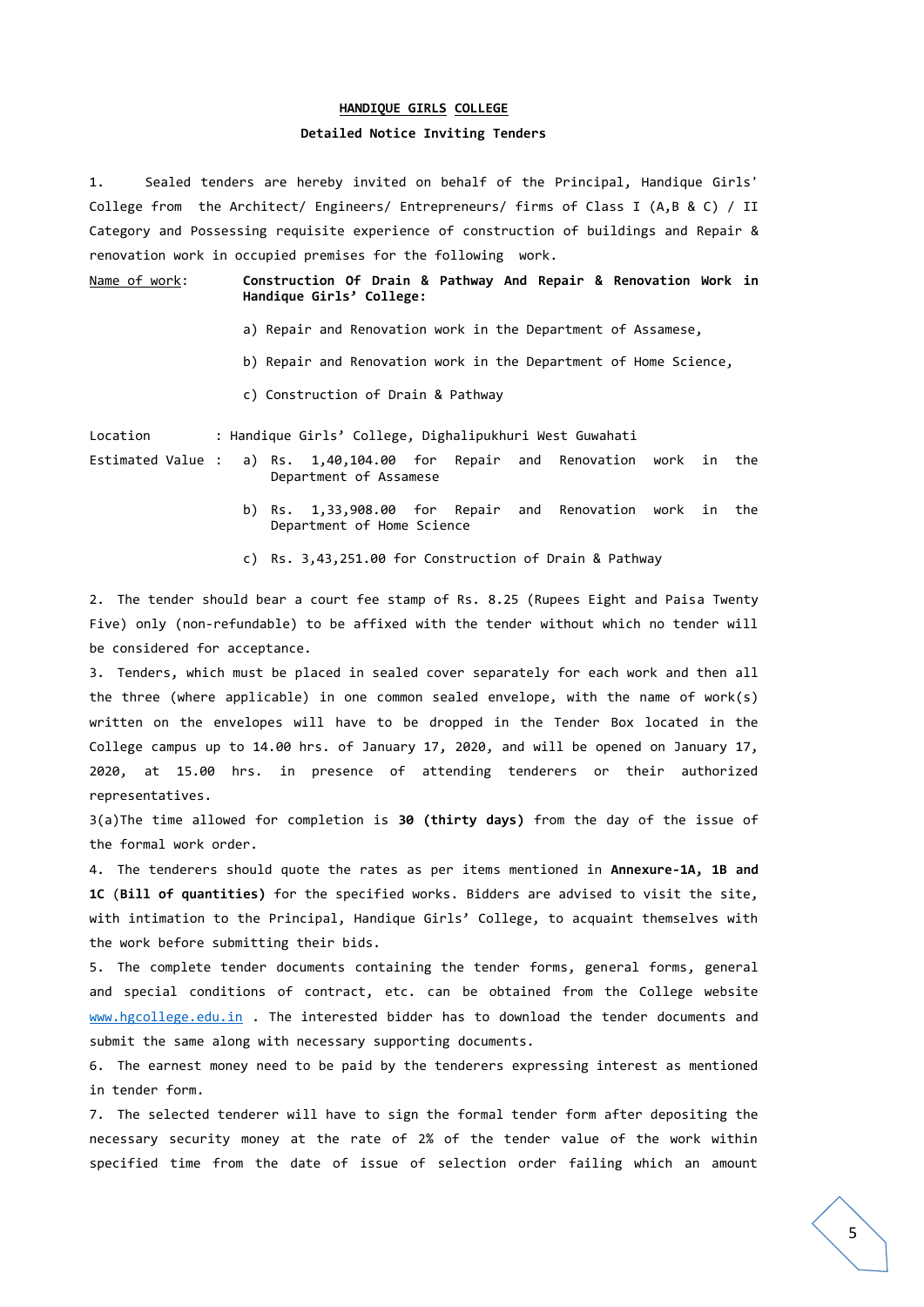**HANDIQUE GIRLS COLLEGE**

**Detailed Notice Inviting Tenders**

1. Sealed tenders are hereby invited on behalf of the Principal, Handique Girls' College from the Architect/ Engineers/ Entrepreneurs/ firms of Class I (A,B & C) / II Category and Possessing requisite experience of construction of buildings and Repair & renovation work in occupied premises for the following work.

Name of work: **Construction Of Drain & Pathway And Repair & Renovation Work in Handique Girls' College:**

a) Repair and Renovation work in the Department of Assamese,

b) Repair and Renovation work in the Department of Home Science,

c) Construction of Drain & Pathway

Location : Handique Girls' College, Dighalipukhuri West Guwahati

Estimated Value :

a) Rs. 1,40,104.00 for Repair and Renovation work in the Department of Assamese

b) Rs. 1,33,908.00 for Repair and Renovation work in the Department of Home Science

c) Rs. 3,43,251.00 for Construction of Drain & Pathway

2. The tender should bear a court fee stamp of Rs. 8.25 (Rupees Eight and Paisa Twenty Five) only (non-refundable) to be affixed with the tender without which no tender will be considered for acceptance.

3. Tenders, which must be placed in sealed cover separately for each work and then all the three (where applicable) in one common sealed envelope, with the name of work(s) written on the envelopes will have to be dropped in the Tender Box located in the College campus up to 14.00 hrs. of January 17, 2020, and will be opened on January 17, 2020, at 15.00 hrs. in presence of attending tenderers or their authorized representatives.

3(a)The time allowed for completion is **30 (thirty days)** from the day of the issue of the formal work order.

4. The tenderers should quote the rates as per items mentioned in **Annexure-1A, 1B and 1C** (**Bill of quantities)** for the specified works. Bidders are advised to visit the site, with intimation to the Principal, Handique Girls' College, to acquaint themselves with the work before submitting their bids.

5. The complete tender documents containing the tender forms, general forms, general and special conditions of contract, etc. can be obtained from the College website www.hgcollege.edu.in . The interested bidder has to download the tender documents and submit the same along with necessary supporting documents.

6. The earnest money need to be paid by the tenderers expressing interest as mentioned in tender form.

7. The selected tenderer will have to sign the formal tender form after depositing the necessary security money at the rate of 2% of the tender value of the work within specified time from the date of issue of selection order failing which an amount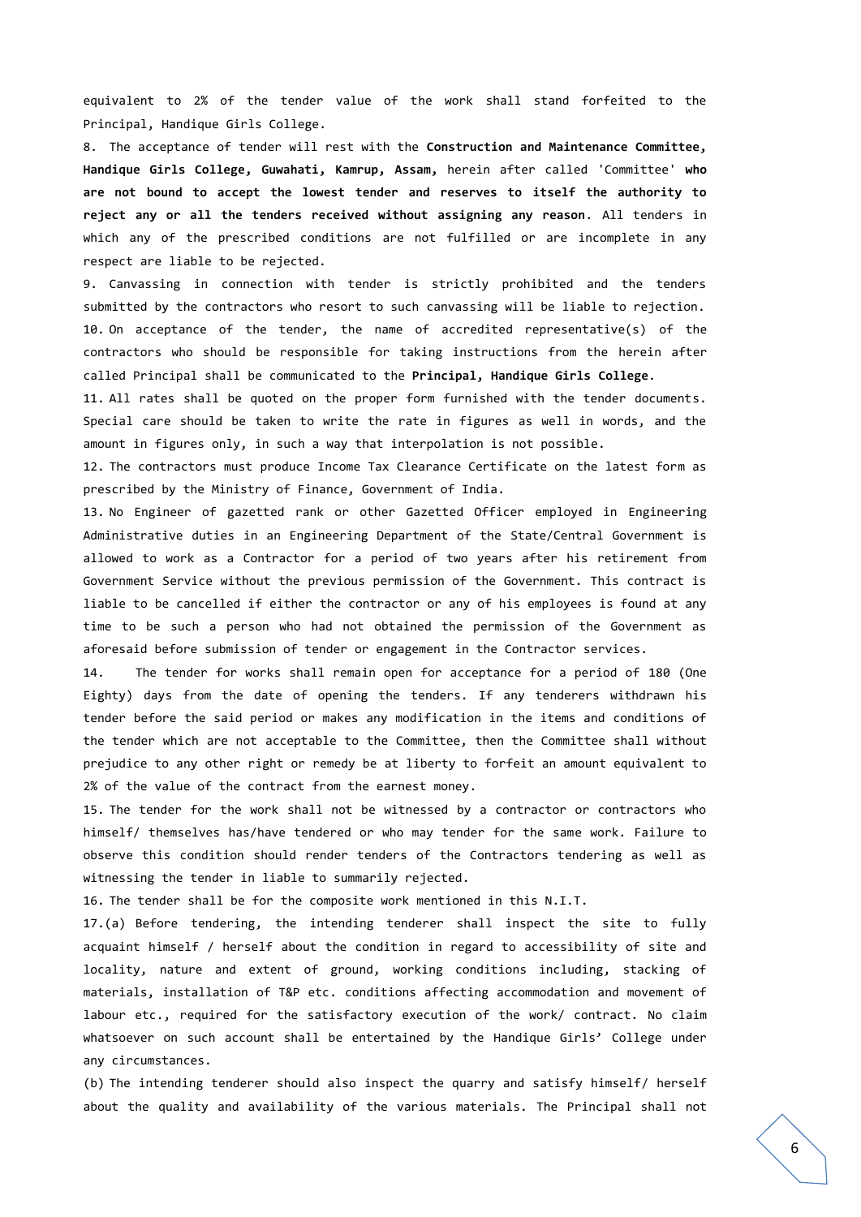equivalent to 2% of the tender value of the work shall stand forfeited to the Principal, Handique Girls College.

8. The acceptance of tender will rest with the **Construction and Maintenance Committee, Handique Girls College, Guwahati, Kamrup, Assam,** herein after called 'Committee' **who are not bound to accept the lowest tender and reserves to itself the authority to reject any or all the tenders received without assigning any reason**. All tenders in which any of the prescribed conditions are not fulfilled or are incomplete in any respect are liable to be rejected.

9. Canvassing in connection with tender is strictly prohibited and the tenders submitted by the contractors who resort to such canvassing will be liable to rejection.

10. On acceptance of the tender, the name of accredited representative(s) of the contractors who should be responsible for taking instructions from the herein after called Principal shall be communicated to the **Principal, Handique Girls College**.

11. All rates shall be quoted on the proper form furnished with the tender documents. Special care should be taken to write the rate in figures as well in words, and the amount in figures only, in such a way that interpolation is not possible.

12. The contractors must produce Income Tax Clearance Certificate on the latest form as prescribed by the Ministry of Finance, Government of India.

13. No Engineer of gazetted rank or other Gazetted Officer employed in Engineering Administrative duties in an Engineering Department of the State/Central Government is allowed to work as a Contractor for a period of two years after his retirement from Government Service without the previous permission of the Government. This contract is liable to be cancelled if either the contractor or any of his employees is found at any time to be such a person who had not obtained the permission of the Government as aforesaid before submission of tender or engagement in the Contractor services.

14. The tender for works shall remain open for acceptance for a period of 180 (One Eighty) days from the date of opening the tenders. If any tenderers withdrawn his tender before the said period or makes any modification in the items and conditions of the tender which are not acceptable to the Committee, then the Committee shall without prejudice to any other right or remedy be at liberty to forfeit an amount equivalent to 2% of the value of the contract from the earnest money.

15. The tender for the work shall not be witnessed by a contractor or contractors who himself/ themselves has/have tendered or who may tender for the same work. Failure to observe this condition should render tenders of the Contractors tendering as well as witnessing the tender in liable to summarily rejected.

16. The tender shall be for the composite work mentioned in this N.I.T.

17.(a) Before tendering, the intending tenderer shall inspect the site to fully acquaint himself / herself about the condition in regard to accessibility of site and locality, nature and extent of ground, working conditions including, stacking of materials, installation of T&P etc. conditions affecting accommodation and movement of labour etc., required for the satisfactory execution of the work/ contract. No claim whatsoever on such account shall be entertained by the Handique Girls' College under any circumstances.

(b) The intending tenderer should also inspect the quarry and satisfy himself/ herself about the quality and availability of the various materials. The Principal shall not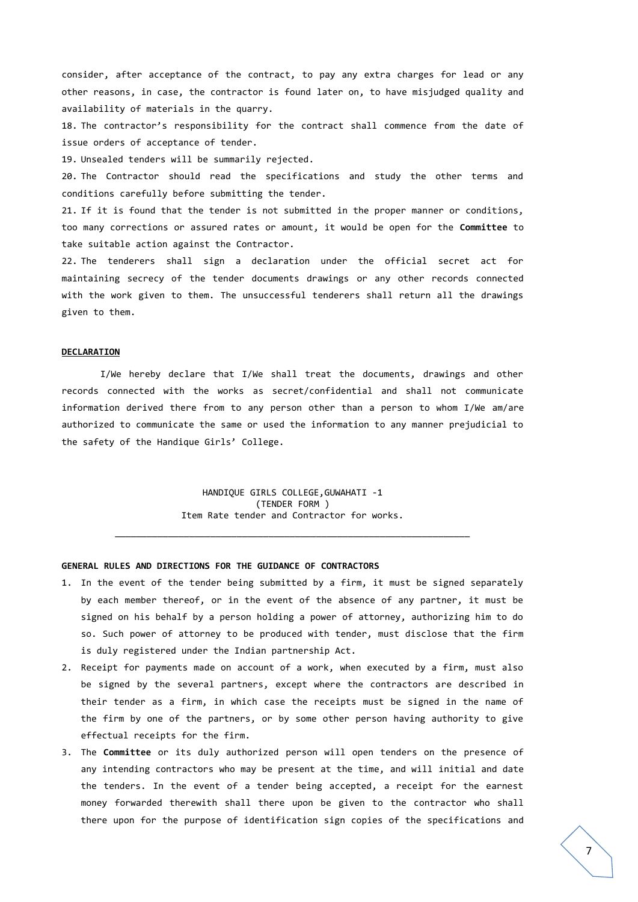consider, after acceptance of the contract, to pay any extra charges for lead or any other reasons, in case, the contractor is found later on, to have misjudged quality and availability of materials in the quarry.

18. The contractor's responsibility for the contract shall commence from the date of issue orders of acceptance of tender.
19. Unsealed tenders will be summarily rejected.
20. The Contractor should read the specifications and study the other terms and conditions carefully before submitting the tender.
21. If it is found that the tender is not submitted in the proper manner or conditions, too many corrections or assured rates or amount, it would be open for the **Committee** to take suitable action against the Contractor.
22. The tenderers shall sign a declaration under the official secret act for maintaining secrecy of the tender documents drawings or any other records connected with the work given to them. The unsuccessful tenderers shall return all the drawings given to them.

**DECLARATION**

I/We hereby declare that I/We shall treat the documents, drawings and other records connected with the works as secret/confidential and shall not communicate information derived there from to any person other than a person to whom I/We am/are authorized to communicate the same or used the information to any manner prejudicial to the safety of the Handique Girls' College.

HANDIQUE GIRLS COLLEGE,GUWAHATI -1
(TENDER FORM )
Item Rate tender and Contractor for works.

---

**GENERAL RULES AND DIRECTIONS FOR THE GUIDANCE OF CONTRACTORS**

1. In the event of the tender being submitted by a firm, it must be signed separately by each member thereof, or in the event of the absence of any partner, it must be signed on his behalf by a person holding a power of attorney, authorizing him to do so. Such power of attorney to be produced with tender, must disclose that the firm is duly registered under the Indian partnership Act.
2. Receipt for payments made on account of a work, when executed by a firm, must also be signed by the several partners, except where the contractors are described in their tender as a firm, in which case the receipts must be signed in the name of the firm by one of the partners, or by some other person having authority to give effectual receipts for the firm.
3. The **Committee** or its duly authorized person will open tenders on the presence of any intending contractors who may be present at the time, and will initial and date the tenders. In the event of a tender being accepted, a receipt for the earnest money forwarded therewith shall there upon be given to the contractor who shall there upon for the purpose of identification sign copies of the specifications and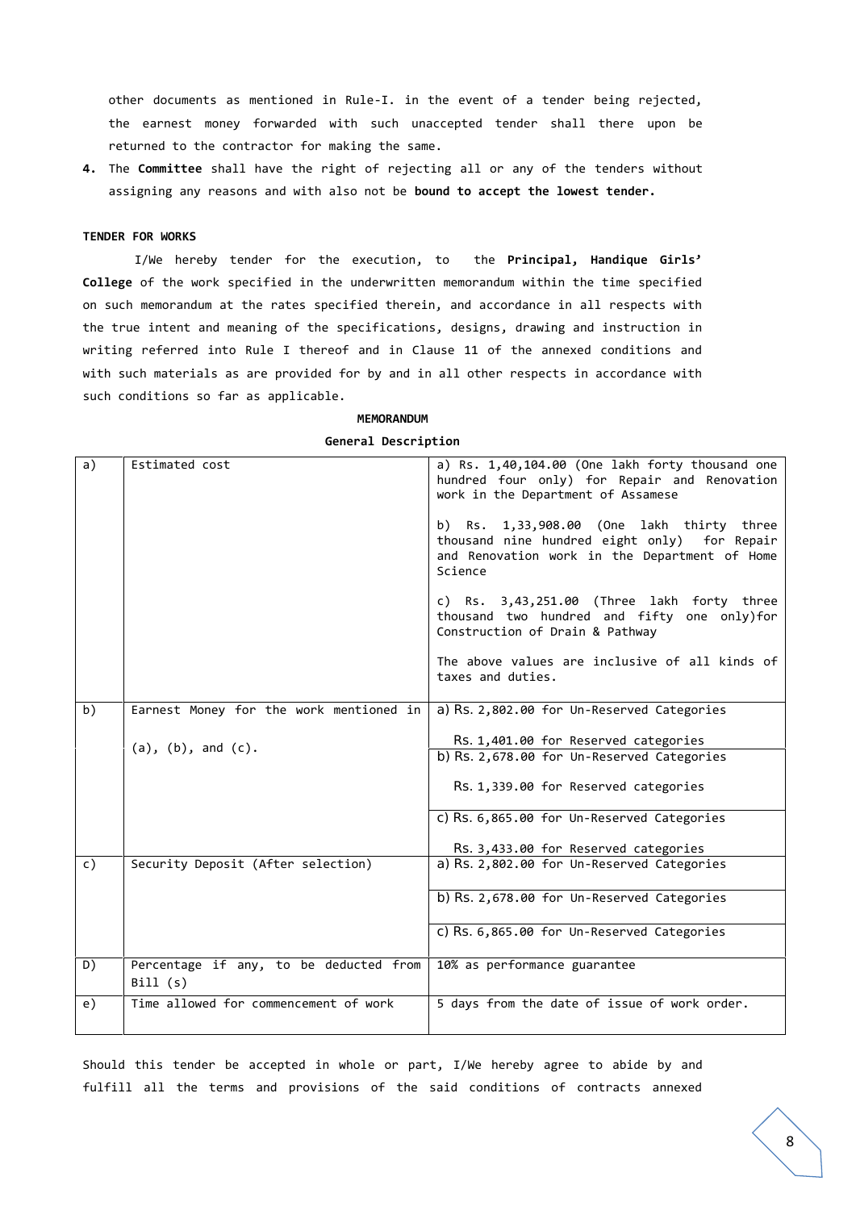other documents as mentioned in Rule-I. in the event of a tender being rejected, the earnest money forwarded with such unaccepted tender shall there upon be returned to the contractor for making the same.

4. The **Committee** shall have the right of rejecting all or any of the tenders without assigning any reasons and with also not be **bound to accept the lowest tender.**

**TENDER FOR WORKS**

I/We hereby tender for the execution, to the **Principal, Handique Girls' College** of the work specified in the underwritten memorandum within the time specified on such memorandum at the rates specified therein, and accordance in all respects with the true intent and meaning of the specifications, designs, drawing and instruction in writing referred into Rule I thereof and in Clause 11 of the annexed conditions and with such materials as are provided for by and in all other respects in accordance with such conditions so far as applicable.

**MEMORANDUM**

**General Description**

| | | |
|---|---|---|
| a) | Estimated cost | a) Rs. 1,40,104.00 (One lakh forty thousand one hundred four only) for Repair and Renovation work in the Department of Assamese<br><br>b) Rs. 1,33,908.00 (One lakh thirty three thousand nine hundred eight only) for Repair and Renovation work in the Department of Home Science<br><br>c) Rs. 3,43,251.00 (Three lakh forty three thousand two hundred and fifty one only)for Construction of Drain & Pathway<br><br>The above values are inclusive of all kinds of taxes and duties. |
| b) | Earnest Money for the work mentioned in (a), (b), and (c). | a) Rs. 2,802.00 for Un-Reserved Categories<br>Rs. 1,401.00 for Reserved categories |
| | | b) Rs. 2,678.00 for Un-Reserved Categories<br>Rs. 1,339.00 for Reserved categories |
| | | c) Rs. 6,865.00 for Un-Reserved Categories<br>Rs. 3,433.00 for Reserved categories |
| c) | Security Deposit (After selection) | a) Rs. 2,802.00 for Un-Reserved Categories |
| | | b) Rs. 2,678.00 for Un-Reserved Categories |
| | | c) Rs. 6,865.00 for Un-Reserved Categories |
| D) | Percentage if any, to be deducted from Bill (s) | 10% as performance guarantee |
| e) | Time allowed for commencement of work | 5 days from the date of issue of work order. |

Should this tender be accepted in whole or part, I/We hereby agree to abide by and fulfill all the terms and provisions of the said conditions of contracts annexed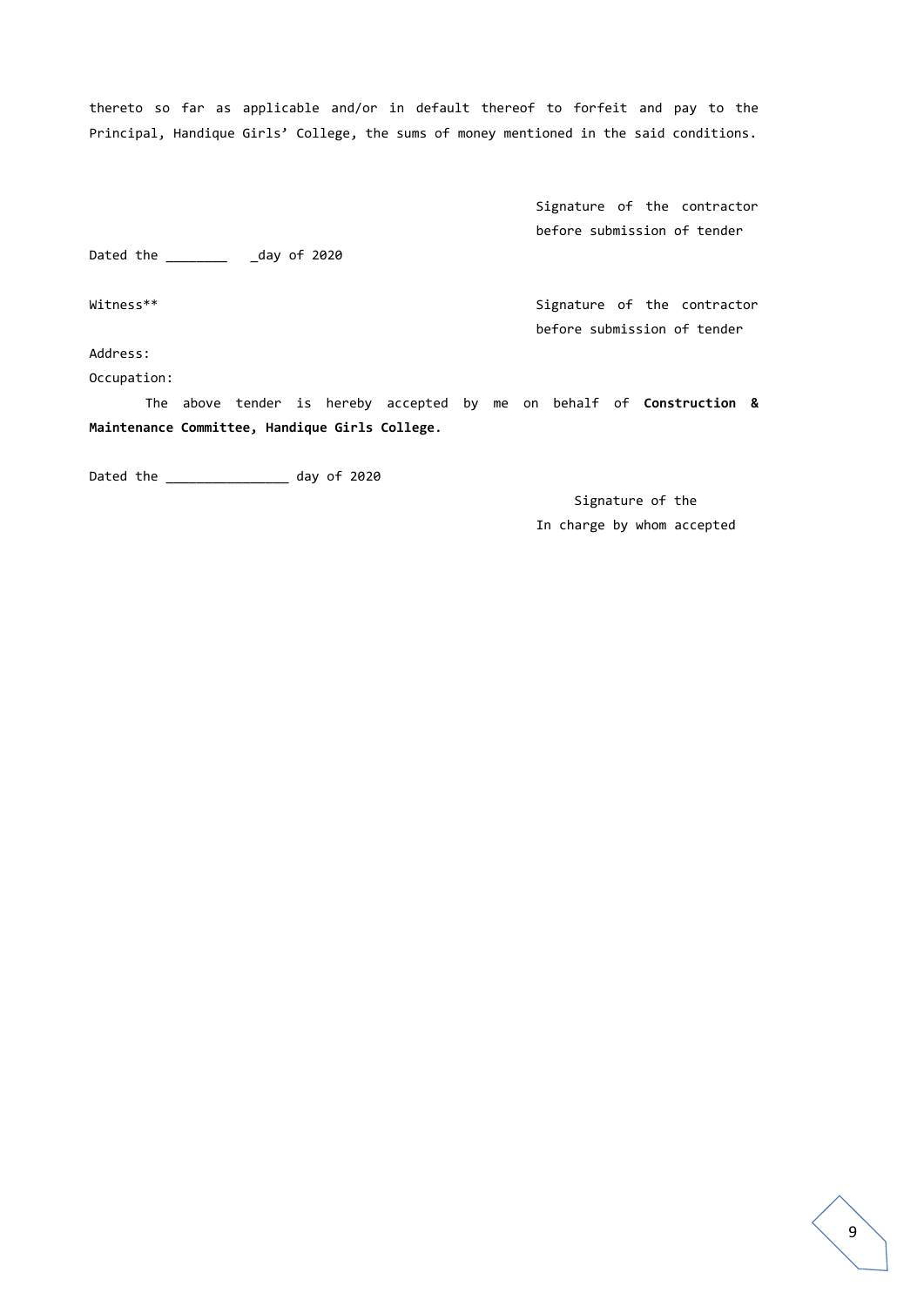thereto so far as applicable and/or in default thereof to forfeit and pay to the Principal, Handique Girls' College, the sums of money mentioned in the said conditions.

Signature of the contractor before submission of tender

Dated the ________ _day of 2020

Witness**

Signature of the contractor before submission of tender

Address:

Occupation:

The above tender is hereby accepted by me on behalf of **Construction & Maintenance Committee, Handique Girls College.**

Dated the ________________ day of 2020

Signature of the
In charge by whom accepted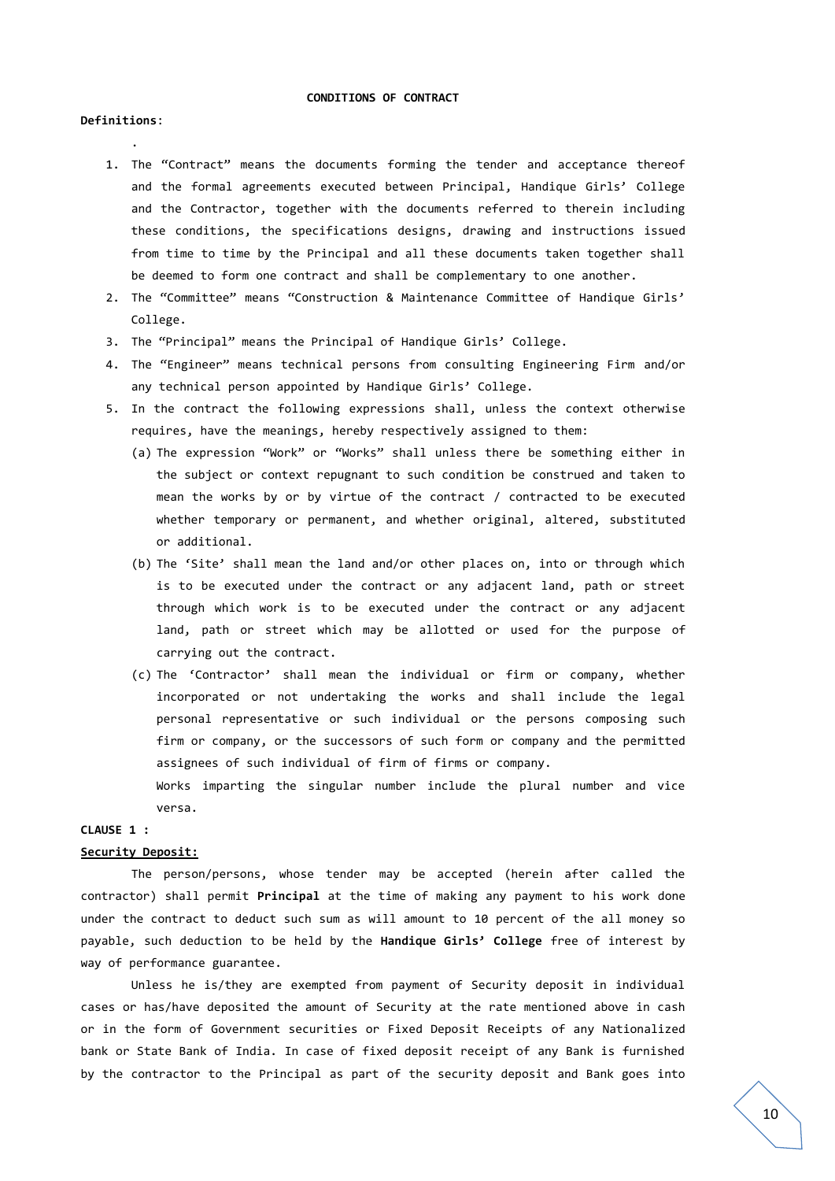## CONDITIONS OF CONTRACT

**Definitions**:

.

1. The "Contract" means the documents forming the tender and acceptance thereof and the formal agreements executed between Principal, Handique Girls' College and the Contractor, together with the documents referred to therein including these conditions, the specifications designs, drawing and instructions issued from time to time by the Principal and all these documents taken together shall be deemed to form one contract and shall be complementary to one another.
2. The "Committee" means "Construction & Maintenance Committee of Handique Girls' College.
3. The "Principal" means the Principal of Handique Girls' College.
4. The "Engineer" means technical persons from consulting Engineering Firm and/or any technical person appointed by Handique Girls' College.
5. In the contract the following expressions shall, unless the context otherwise requires, have the meanings, hereby respectively assigned to them:
   (a) The expression "Work" or "Works" shall unless there be something either in the subject or context repugnant to such condition be construed and taken to mean the works by or by virtue of the contract / contracted to be executed whether temporary or permanent, and whether original, altered, substituted or additional.
   (b) The 'Site' shall mean the land and/or other places on, into or through which is to be executed under the contract or any adjacent land, path or street through which work is to be executed under the contract or any adjacent land, path or street which may be allotted or used for the purpose of carrying out the contract.
   (c) The 'Contractor' shall mean the individual or firm or company, whether incorporated or not undertaking the works and shall include the legal personal representative or such individual or the persons composing such firm or company, or the successors of such form or company and the permitted assignees of such individual of firm of firms or company.

   Works imparting the singular number include the plural number and vice versa.

**CLAUSE 1 :**

**Security Deposit:**

The person/persons, whose tender may be accepted (herein after called the contractor) shall permit **Principal** at the time of making any payment to his work done under the contract to deduct such sum as will amount to 10 percent of the all money so payable, such deduction to be held by the **Handique Girls' College** free of interest by way of performance guarantee.

Unless he is/they are exempted from payment of Security deposit in individual cases or has/have deposited the amount of Security at the rate mentioned above in cash or in the form of Government securities or Fixed Deposit Receipts of any Nationalized bank or State Bank of India. In case of fixed deposit receipt of any Bank is furnished by the contractor to the Principal as part of the security deposit and Bank goes into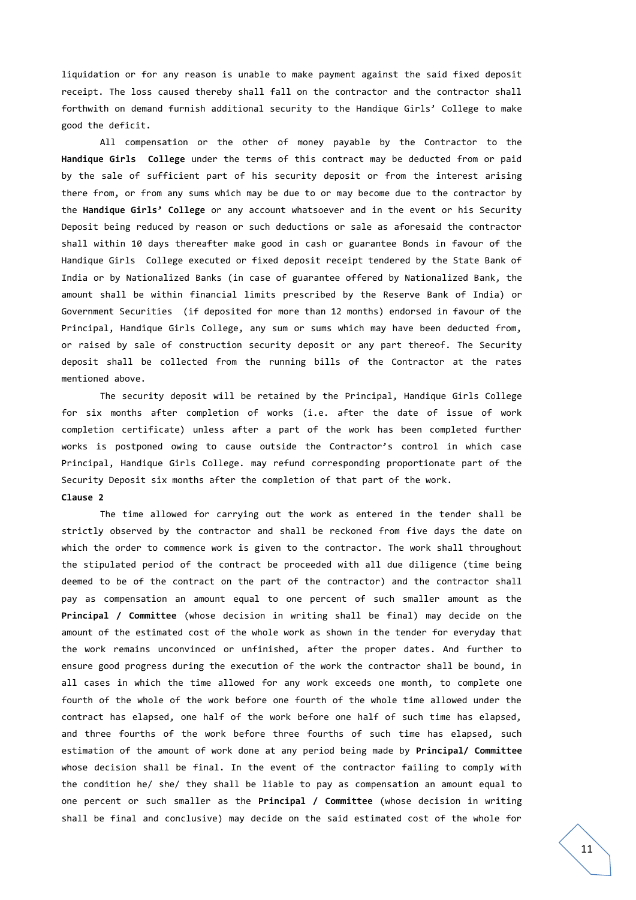liquidation or for any reason is unable to make payment against the said fixed deposit receipt. The loss caused thereby shall fall on the contractor and the contractor shall forthwith on demand furnish additional security to the Handique Girls' College to make good the deficit.

All compensation or the other of money payable by the Contractor to the **Handique Girls College** under the terms of this contract may be deducted from or paid by the sale of sufficient part of his security deposit or from the interest arising there from, or from any sums which may be due to or may become due to the contractor by the **Handique Girls' College** or any account whatsoever and in the event or his Security Deposit being reduced by reason or such deductions or sale as aforesaid the contractor shall within 10 days thereafter make good in cash or guarantee Bonds in favour of the Handique Girls College executed or fixed deposit receipt tendered by the State Bank of India or by Nationalized Banks (in case of guarantee offered by Nationalized Bank, the amount shall be within financial limits prescribed by the Reserve Bank of India) or Government Securities (if deposited for more than 12 months) endorsed in favour of the Principal, Handique Girls College, any sum or sums which may have been deducted from, or raised by sale of construction security deposit or any part thereof. The Security deposit shall be collected from the running bills of the Contractor at the rates mentioned above.

The security deposit will be retained by the Principal, Handique Girls College for six months after completion of works (i.e. after the date of issue of work completion certificate) unless after a part of the work has been completed further works is postponed owing to cause outside the Contractor's control in which case Principal, Handique Girls College. may refund corresponding proportionate part of the Security Deposit six months after the completion of that part of the work.

**Clause 2**

The time allowed for carrying out the work as entered in the tender shall be strictly observed by the contractor and shall be reckoned from five days the date on which the order to commence work is given to the contractor. The work shall throughout the stipulated period of the contract be proceeded with all due diligence (time being deemed to be of the contract on the part of the contractor) and the contractor shall pay as compensation an amount equal to one percent of such smaller amount as the **Principal / Committee** (whose decision in writing shall be final) may decide on the amount of the estimated cost of the whole work as shown in the tender for everyday that the work remains unconvinced or unfinished, after the proper dates. And further to ensure good progress during the execution of the work the contractor shall be bound, in all cases in which the time allowed for any work exceeds one month, to complete one fourth of the whole of the work before one fourth of the whole time allowed under the contract has elapsed, one half of the work before one half of such time has elapsed, and three fourths of the work before three fourths of such time has elapsed, such estimation of the amount of work done at any period being made by **Principal/ Committee** whose decision shall be final. In the event of the contractor failing to comply with the condition he/ she/ they shall be liable to pay as compensation an amount equal to one percent or such smaller as the **Principal / Committee** (whose decision in writing shall be final and conclusive) may decide on the said estimated cost of the whole for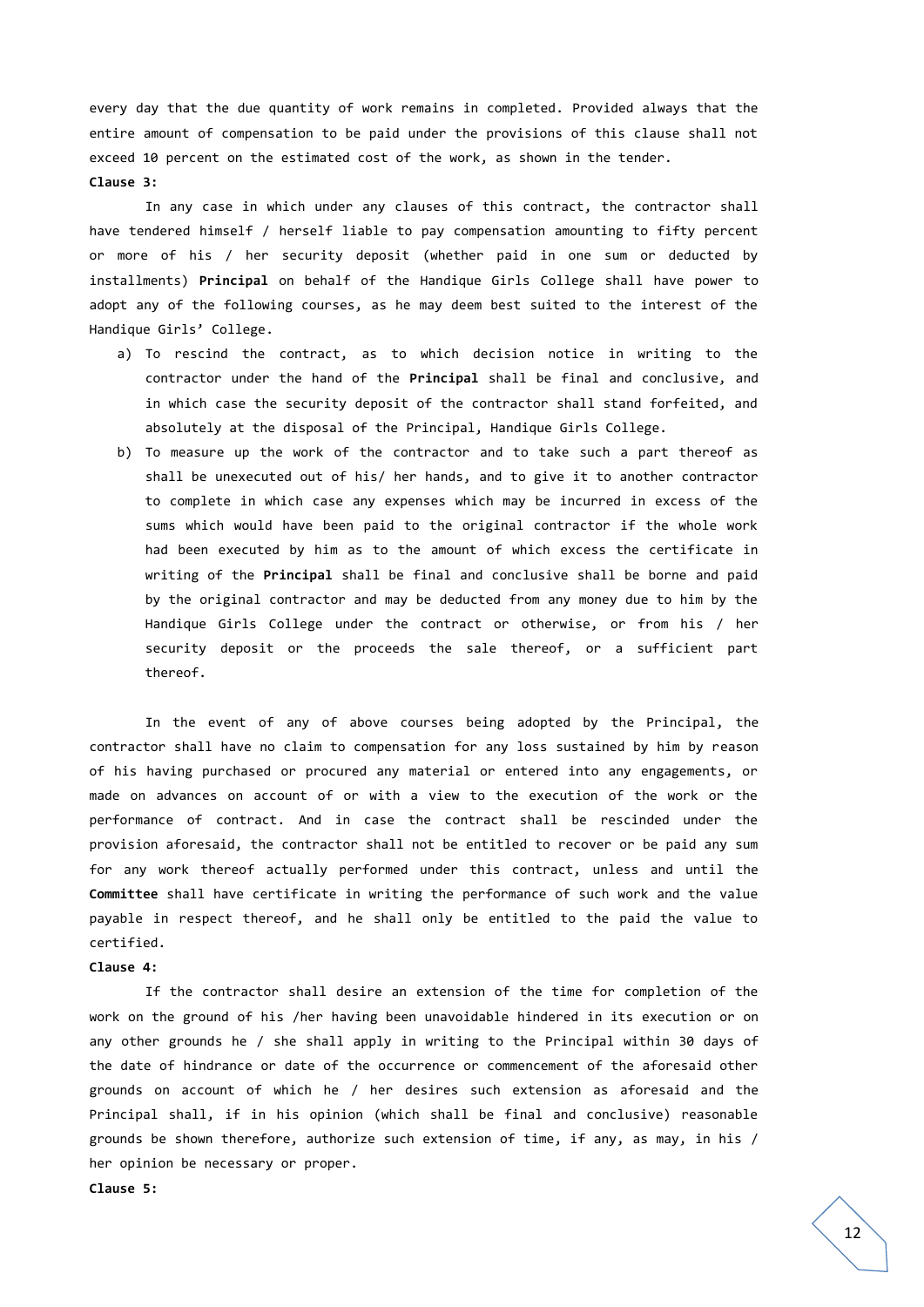every day that the due quantity of work remains in completed. Provided always that the entire amount of compensation to be paid under the provisions of this clause shall not exceed 10 percent on the estimated cost of the work, as shown in the tender.

**Clause 3:**

In any case in which under any clauses of this contract, the contractor shall have tendered himself / herself liable to pay compensation amounting to fifty percent or more of his / her security deposit (whether paid in one sum or deducted by installments) **Principal** on behalf of the Handique Girls College shall have power to adopt any of the following courses, as he may deem best suited to the interest of the Handique Girls' College.

a) To rescind the contract, as to which decision notice in writing to the contractor under the hand of the **Principal** shall be final and conclusive, and in which case the security deposit of the contractor shall stand forfeited, and absolutely at the disposal of the Principal, Handique Girls College.
b) To measure up the work of the contractor and to take such a part thereof as shall be unexecuted out of his/ her hands, and to give it to another contractor to complete in which case any expenses which may be incurred in excess of the sums which would have been paid to the original contractor if the whole work had been executed by him as to the amount of which excess the certificate in writing of the **Principal** shall be final and conclusive shall be borne and paid by the original contractor and may be deducted from any money due to him by the Handique Girls College under the contract or otherwise, or from his / her security deposit or the proceeds the sale thereof, or a sufficient part thereof.

In the event of any of above courses being adopted by the Principal, the contractor shall have no claim to compensation for any loss sustained by him by reason of his having purchased or procured any material or entered into any engagements, or made on advances on account of or with a view to the execution of the work or the performance of contract. And in case the contract shall be rescinded under the provision aforesaid, the contractor shall not be entitled to recover or be paid any sum for any work thereof actually performed under this contract, unless and until the **Committee** shall have certificate in writing the performance of such work and the value payable in respect thereof, and he shall only be entitled to the paid the value to certified.

**Clause 4:**

If the contractor shall desire an extension of the time for completion of the work on the ground of his /her having been unavoidable hindered in its execution or on any other grounds he / she shall apply in writing to the Principal within 30 days of the date of hindrance or date of the occurrence or commencement of the aforesaid other grounds on account of which he / her desires such extension as aforesaid and the Principal shall, if in his opinion (which shall be final and conclusive) reasonable grounds be shown therefore, authorize such extension of time, if any, as may, in his / her opinion be necessary or proper.

**Clause 5:**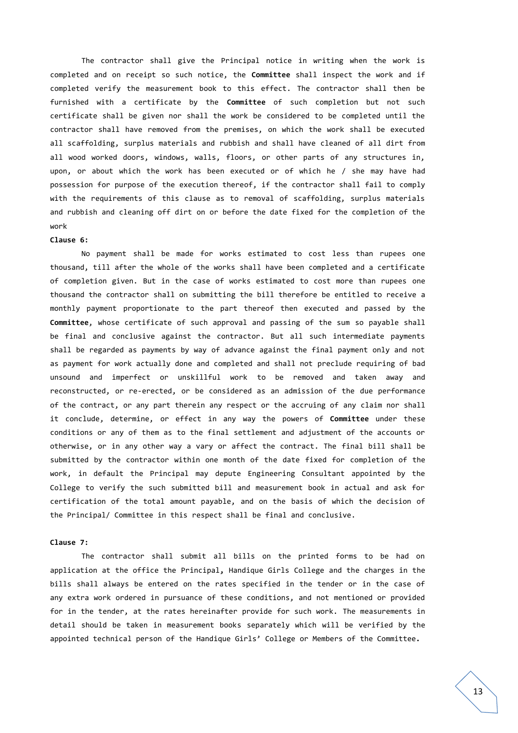The contractor shall give the Principal notice in writing when the work is completed and on receipt so such notice, the **Committee** shall inspect the work and if completed verify the measurement book to this effect. The contractor shall then be furnished with a certificate by the **Committee** of such completion but not such certificate shall be given nor shall the work be considered to be completed until the contractor shall have removed from the premises, on which the work shall be executed all scaffolding, surplus materials and rubbish and shall have cleaned of all dirt from all wood worked doors, windows, walls, floors, or other parts of any structures in, upon, or about which the work has been executed or of which he / she may have had possession for purpose of the execution thereof, if the contractor shall fail to comply with the requirements of this clause as to removal of scaffolding, surplus materials and rubbish and cleaning off dirt on or before the date fixed for the completion of the work

**Clause 6:**

No payment shall be made for works estimated to cost less than rupees one thousand, till after the whole of the works shall have been completed and a certificate of completion given. But in the case of works estimated to cost more than rupees one thousand the contractor shall on submitting the bill therefore be entitled to receive a monthly payment proportionate to the part thereof then executed and passed by the **Committee**, whose certificate of such approval and passing of the sum so payable shall be final and conclusive against the contractor. But all such intermediate payments shall be regarded as payments by way of advance against the final payment only and not as payment for work actually done and completed and shall not preclude requiring of bad unsound and imperfect or unskillful work to be removed and taken away and reconstructed, or re-erected, or be considered as an admission of the due performance of the contract, or any part therein any respect or the accruing of any claim nor shall it conclude, determine, or effect in any way the powers of **Committee** under these conditions or any of them as to the final settlement and adjustment of the accounts or otherwise, or in any other way a vary or affect the contract. The final bill shall be submitted by the contractor within one month of the date fixed for completion of the work, in default the Principal may depute Engineering Consultant appointed by the College to verify the such submitted bill and measurement book in actual and ask for certification of the total amount payable, and on the basis of which the decision of the Principal/ Committee in this respect shall be final and conclusive.

**Clause 7:**

The contractor shall submit all bills on the printed forms to be had on application at the office the Principal**,** Handique Girls College and the charges in the bills shall always be entered on the rates specified in the tender or in the case of any extra work ordered in pursuance of these conditions, and not mentioned or provided for in the tender, at the rates hereinafter provide for such work. The measurements in detail should be taken in measurement books separately which will be verified by the appointed technical person of the Handique Girls' College or Members of the Committee**.**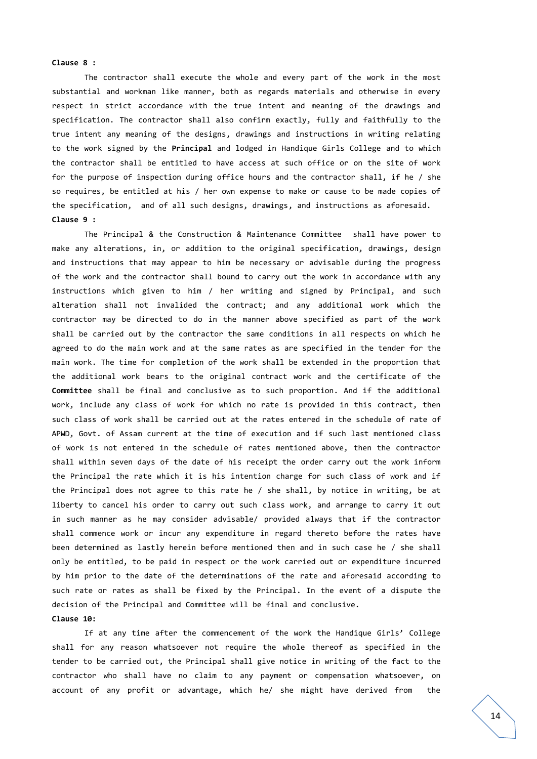**Clause 8 :**

The contractor shall execute the whole and every part of the work in the most substantial and workman like manner, both as regards materials and otherwise in every respect in strict accordance with the true intent and meaning of the drawings and specification. The contractor shall also confirm exactly, fully and faithfully to the true intent any meaning of the designs, drawings and instructions in writing relating to the work signed by the **Principal** and lodged in Handique Girls College and to which the contractor shall be entitled to have access at such office or on the site of work for the purpose of inspection during office hours and the contractor shall, if he / she so requires, be entitled at his / her own expense to make or cause to be made copies of the specification, and of all such designs, drawings, and instructions as aforesaid.

**Clause 9 :**

The Principal & the Construction & Maintenance Committee shall have power to make any alterations, in, or addition to the original specification, drawings, design and instructions that may appear to him be necessary or advisable during the progress of the work and the contractor shall bound to carry out the work in accordance with any instructions which given to him / her writing and signed by Principal, and such alteration shall not invalided the contract; and any additional work which the contractor may be directed to do in the manner above specified as part of the work shall be carried out by the contractor the same conditions in all respects on which he agreed to do the main work and at the same rates as are specified in the tender for the main work. The time for completion of the work shall be extended in the proportion that the additional work bears to the original contract work and the certificate of the **Committee** shall be final and conclusive as to such proportion. And if the additional work, include any class of work for which no rate is provided in this contract, then such class of work shall be carried out at the rates entered in the schedule of rate of APWD, Govt. of Assam current at the time of execution and if such last mentioned class of work is not entered in the schedule of rates mentioned above, then the contractor shall within seven days of the date of his receipt the order carry out the work inform the Principal the rate which it is his intention charge for such class of work and if the Principal does not agree to this rate he / she shall, by notice in writing, be at liberty to cancel his order to carry out such class work, and arrange to carry it out in such manner as he may consider advisable/ provided always that if the contractor shall commence work or incur any expenditure in regard thereto before the rates have been determined as lastly herein before mentioned then and in such case he / she shall only be entitled, to be paid in respect or the work carried out or expenditure incurred by him prior to the date of the determinations of the rate and aforesaid according to such rate or rates as shall be fixed by the Principal. In the event of a dispute the decision of the Principal and Committee will be final and conclusive.

**Clause 10:**

If at any time after the commencement of the work the Handique Girls' College shall for any reason whatsoever not require the whole thereof as specified in the tender to be carried out, the Principal shall give notice in writing of the fact to the contractor who shall have no claim to any payment or compensation whatsoever, on account of any profit or advantage, which he/ she might have derived from the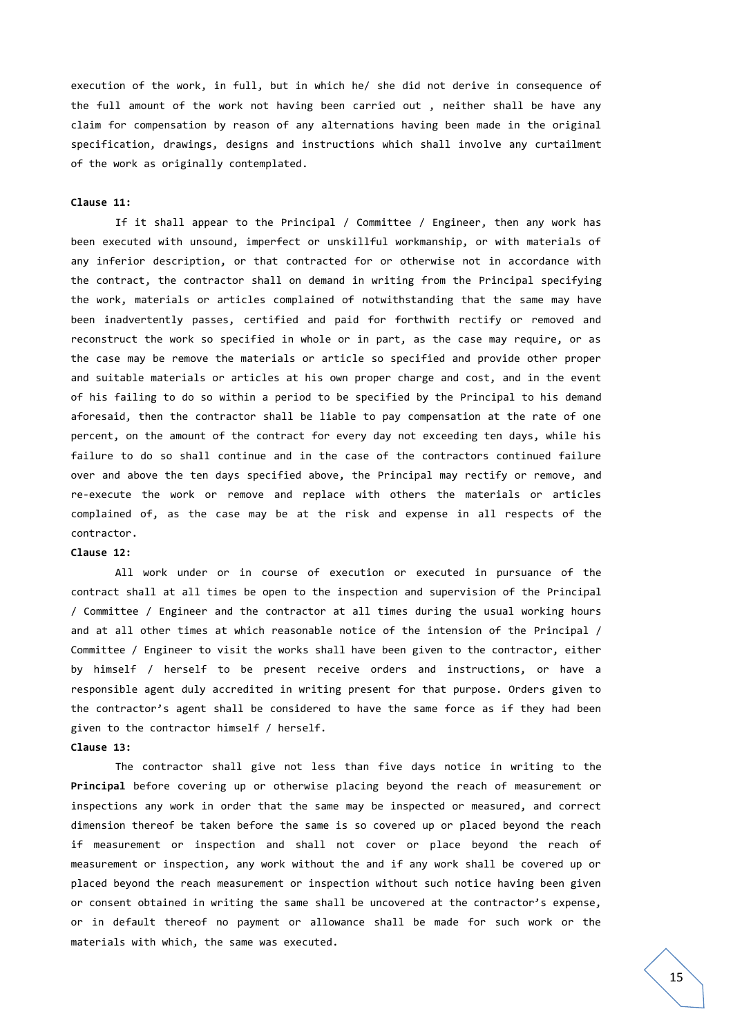execution of the work, in full, but in which he/ she did not derive in consequence of the full amount of the work not having been carried out , neither shall be have any claim for compensation by reason of any alternations having been made in the original specification, drawings, designs and instructions which shall involve any curtailment of the work as originally contemplated.

**Clause 11:**

If it shall appear to the Principal / Committee / Engineer, then any work has been executed with unsound, imperfect or unskillful workmanship, or with materials of any inferior description, or that contracted for or otherwise not in accordance with the contract, the contractor shall on demand in writing from the Principal specifying the work, materials or articles complained of notwithstanding that the same may have been inadvertently passes, certified and paid for forthwith rectify or removed and reconstruct the work so specified in whole or in part, as the case may require, or as the case may be remove the materials or article so specified and provide other proper and suitable materials or articles at his own proper charge and cost, and in the event of his failing to do so within a period to be specified by the Principal to his demand aforesaid, then the contractor shall be liable to pay compensation at the rate of one percent, on the amount of the contract for every day not exceeding ten days, while his failure to do so shall continue and in the case of the contractors continued failure over and above the ten days specified above, the Principal may rectify or remove, and re-execute the work or remove and replace with others the materials or articles complained of, as the case may be at the risk and expense in all respects of the contractor.

**Clause 12:**

All work under or in course of execution or executed in pursuance of the contract shall at all times be open to the inspection and supervision of the Principal / Committee / Engineer and the contractor at all times during the usual working hours and at all other times at which reasonable notice of the intension of the Principal / Committee / Engineer to visit the works shall have been given to the contractor, either by himself / herself to be present receive orders and instructions, or have a responsible agent duly accredited in writing present for that purpose. Orders given to the contractor's agent shall be considered to have the same force as if they had been given to the contractor himself / herself.

**Clause 13:**

The contractor shall give not less than five days notice in writing to the **Principal** before covering up or otherwise placing beyond the reach of measurement or inspections any work in order that the same may be inspected or measured, and correct dimension thereof be taken before the same is so covered up or placed beyond the reach if measurement or inspection and shall not cover or place beyond the reach of measurement or inspection, any work without the and if any work shall be covered up or placed beyond the reach measurement or inspection without such notice having been given or consent obtained in writing the same shall be uncovered at the contractor's expense, or in default thereof no payment or allowance shall be made for such work or the materials with which, the same was executed.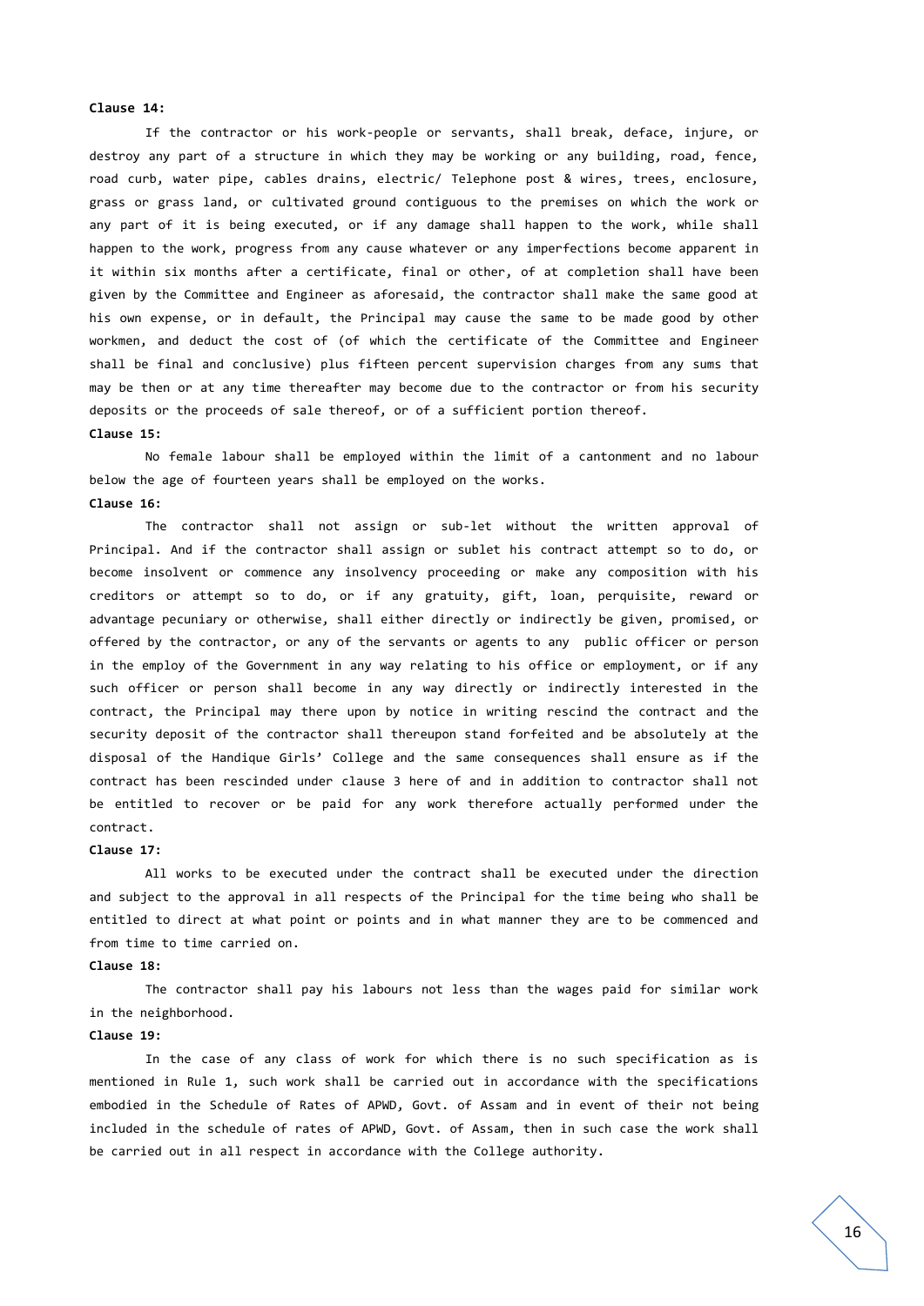**Clause 14:**

If the contractor or his work-people or servants, shall break, deface, injure, or destroy any part of a structure in which they may be working or any building, road, fence, road curb, water pipe, cables drains, electric/ Telephone post & wires, trees, enclosure, grass or grass land, or cultivated ground contiguous to the premises on which the work or any part of it is being executed, or if any damage shall happen to the work, while shall happen to the work, progress from any cause whatever or any imperfections become apparent in it within six months after a certificate, final or other, of at completion shall have been given by the Committee and Engineer as aforesaid, the contractor shall make the same good at his own expense, or in default, the Principal may cause the same to be made good by other workmen, and deduct the cost of (of which the certificate of the Committee and Engineer shall be final and conclusive) plus fifteen percent supervision charges from any sums that may be then or at any time thereafter may become due to the contractor or from his security deposits or the proceeds of sale thereof, or of a sufficient portion thereof.

**Clause 15:**

No female labour shall be employed within the limit of a cantonment and no labour below the age of fourteen years shall be employed on the works.

**Clause 16:**

The contractor shall not assign or sub-let without the written approval of Principal. And if the contractor shall assign or sublet his contract attempt so to do, or become insolvent or commence any insolvency proceeding or make any composition with his creditors or attempt so to do, or if any gratuity, gift, loan, perquisite, reward or advantage pecuniary or otherwise, shall either directly or indirectly be given, promised, or offered by the contractor, or any of the servants or agents to any public officer or person in the employ of the Government in any way relating to his office or employment, or if any such officer or person shall become in any way directly or indirectly interested in the contract, the Principal may there upon by notice in writing rescind the contract and the security deposit of the contractor shall thereupon stand forfeited and be absolutely at the disposal of the Handique Girls' College and the same consequences shall ensure as if the contract has been rescinded under clause 3 here of and in addition to contractor shall not be entitled to recover or be paid for any work therefore actually performed under the contract.

**Clause 17:**

All works to be executed under the contract shall be executed under the direction and subject to the approval in all respects of the Principal for the time being who shall be entitled to direct at what point or points and in what manner they are to be commenced and from time to time carried on.

**Clause 18:**

The contractor shall pay his labours not less than the wages paid for similar work in the neighborhood.

**Clause 19:**

In the case of any class of work for which there is no such specification as is mentioned in Rule 1, such work shall be carried out in accordance with the specifications embodied in the Schedule of Rates of APWD, Govt. of Assam and in event of their not being included in the schedule of rates of APWD, Govt. of Assam, then in such case the work shall be carried out in all respect in accordance with the College authority.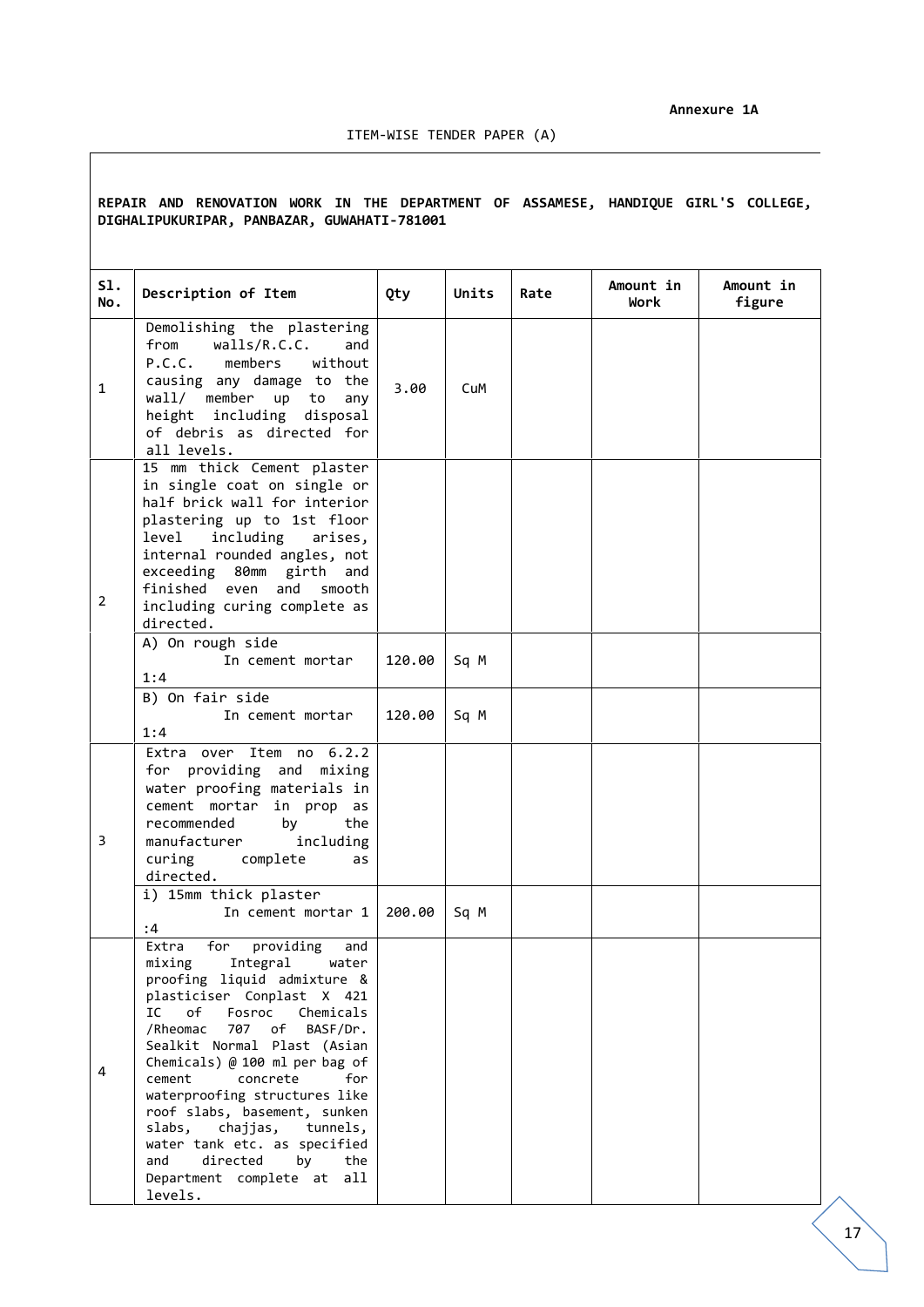**Annexure 1A**

ITEM-WISE TENDER PAPER (A)

**REPAIR AND RENOVATION WORK IN THE DEPARTMENT OF ASSAMESE, HANDIQUE GIRL'S COLLEGE, DIGHALIPUKURIPAR, PANBAZAR, GUWAHATI-781001**

| Sl. No. | Description of Item | Qty | Units | Rate | Amount in Work | Amount in figure |
|---|---|---|---|---|---|---|
| 1 | Demolishing the plastering from walls/R.C.C. and P.C.C. members without causing any damage to the wall/ member up to any height including disposal of debris as directed for all levels. | 3.00 | CuM | | | |
| 2 | 15 mm thick Cement plaster in single coat on single or half brick wall for interior plastering up to 1st floor level including arises, internal rounded angles, not exceeding 80mm girth and finished even and smooth including curing complete as directed. | | | | | |
| | A) On rough side In cement mortar 1:4 | 120.00 | Sq M | | | |
| | B) On fair side In cement mortar 1:4 | 120.00 | Sq M | | | |
| 3 | Extra over Item no 6.2.2 for providing and mixing water proofing materials in cement mortar in prop as recommended by the manufacturer including curing complete as directed. | | | | | |
| | i) 15mm thick plaster In cement mortar 1 :4 | 200.00 | Sq M | | | |
| 4 | Extra for providing and mixing Integral water proofing liquid admixture & plasticiser Conplast X 421 IC of Fosroc Chemicals /Rheomac 707 of BASF/Dr. Sealkit Normal Plast (Asian Chemicals) @ 100 ml per bag of cement concrete for waterproofing structures like roof slabs, basement, sunken slabs, chajjas, tunnels, water tank etc. as specified and directed by the Department complete at all levels. | | | | | |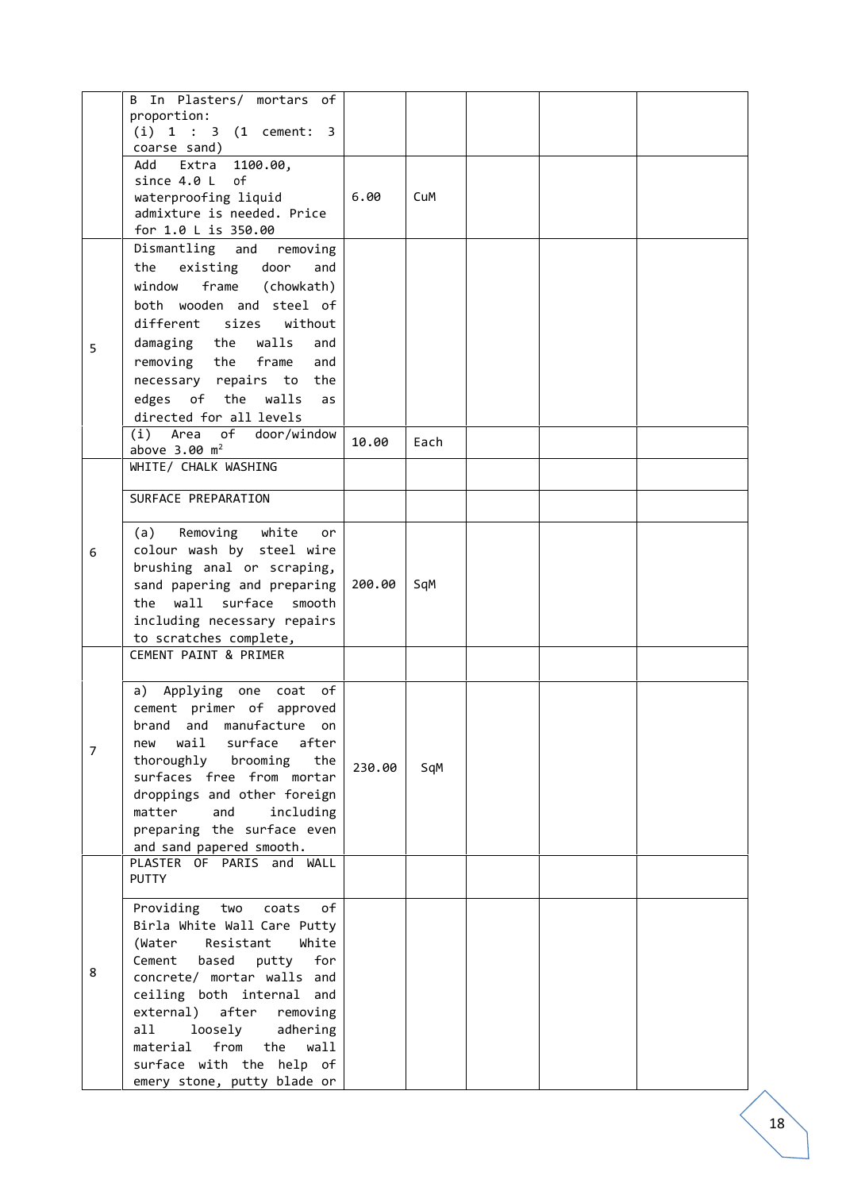| | | | | | | |
|---|---|---|---|---|---|---|
| | B In Plasters/ mortars of proportion: (i) 1 : 3 (1 cement: 3 coarse sand) | | | | | |
| | Add Extra 1100.00, since 4.0 L of waterproofing liquid admixture is needed. Price for 1.0 L is 350.00 | 6.00 | CuM | | | |
| 5 | Dismantling and removing the existing door and window frame (chowkath) both wooden and steel of different sizes without damaging the walls and removing the frame and necessary repairs to the edges of the walls as directed for all levels | | | | | |
| | (i) Area of door/window above 3.00 $m^2$ | 10.00 | Each | | | |
| 6 | WHITE/ CHALK WASHING | | | | | |
| | SURFACE PREPARATION | | | | | |
| | (a) Removing white or colour wash by steel wire brushing anal or scraping, sand papering and preparing the wall surface smooth including necessary repairs to scratches complete, | 200.00 | SqM | | | |
| 7 | CEMENT PAINT & PRIMER | | | | | |
| | a) Applying one coat of cement primer of approved brand and manufacture on new wail surface after thoroughly brooming the surfaces free from mortar droppings and other foreign matter and including preparing the surface even and sand papered smooth. | 230.00 | SqM | | | |
| 8 | PLASTER OF PARIS and WALL PUTTY | | | | | |
| | Providing two coats of Birla White Wall Care Putty (Water Resistant White Cement based putty for concrete/ mortar walls and ceiling both internal and external) after removing all loosely adhering material from the wall surface with the help of emery stone, putty blade or | | | | | |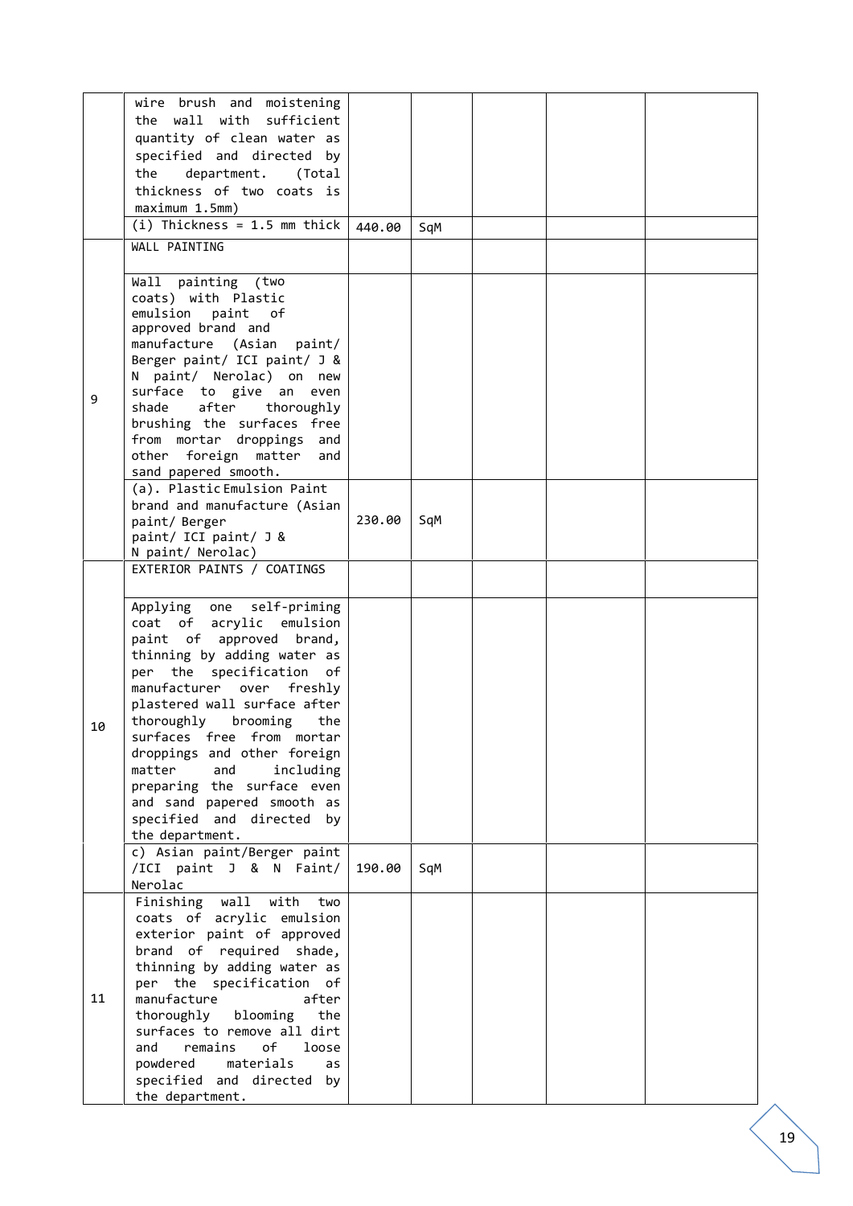| | | | | | | |
|---|---|---|---|---|---|---|
| | wire brush and moistening the wall with sufficient quantity of clean water as specified and directed by the department. (Total thickness of two coats is maximum 1.5mm) | | | | | |
| | (i) Thickness = 1.5 mm thick | 440.00 | SqM | | | |
| 9 | WALL PAINTING | | | | | |
| | Wall painting (two coats) with Plastic emulsion paint of approved brand and manufacture (Asian paint/ Berger paint/ ICI paint/ J & N paint/ Nerolac) on new surface to give an even shade after thoroughly brushing the surfaces free from mortar droppings and other foreign matter and sand papered smooth. | | | | | |
| | (a). Plastic Emulsion Paint brand and manufacture (Asian paint/ Berger paint/ ICI paint/ J & N paint/ Nerolac) | 230.00 | SqM | | | |
| 10 | EXTERIOR PAINTS / COATINGS | | | | | |
| | Applying one self-priming coat of acrylic emulsion paint of approved brand, thinning by adding water as per the specification of manufacturer over freshly plastered wall surface after thoroughly brooming the surfaces free from mortar droppings and other foreign matter and including preparing the surface even and sand papered smooth as specified and directed by the department. | | | | | |
| | c) Asian paint/Berger paint /ICI paint J & N Faint/ Nerolac | 190.00 | SqM | | | |
| 11 | Finishing wall with two coats of acrylic emulsion exterior paint of approved brand of required shade, thinning by adding water as per the specification of manufacture after thoroughly blooming the surfaces to remove all dirt and remains of loose powdered materials as specified and directed by the department. | | | | | |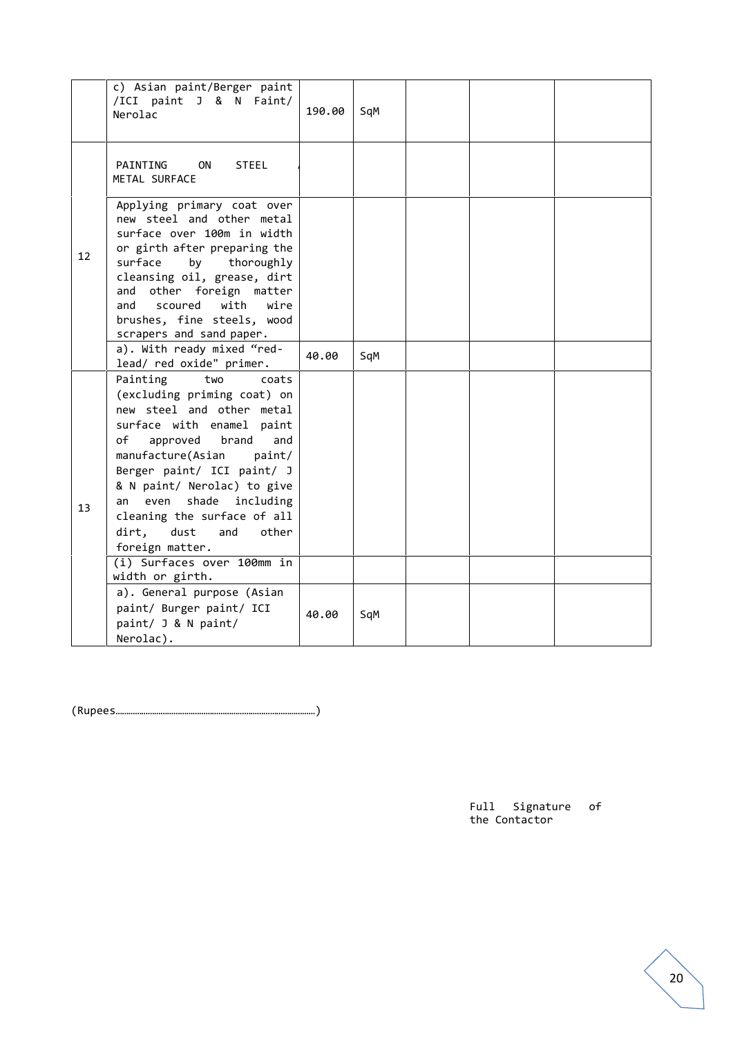| | | | | | | |
|---|---|---|---|---|---|---|
| | c) Asian paint/Berger paint /ICI paint J & N Faint/ Nerolac | 190.00 | SqM | | | |
| | PAINTING ON STEEL METAL SURFACE | | | | | |
| 12 | Applying primary coat over new steel and other metal surface over 100m in width or girth after preparing the surface by thoroughly cleansing oil, grease, dirt and other foreign matter and scoured with wire brushes, fine steels, wood scrapers and sand paper. | | | | | |
| | a). With ready mixed “red-lead/ red oxide" primer. | 40.00 | SqM | | | |
| 13 | Painting two coats (excluding priming coat) on new steel and other metal surface with enamel paint of approved brand and manufacture(Asian paint/ Berger paint/ ICI paint/ J & N paint/ Nerolac) to give an even shade including cleaning the surface of all dirt, dust and other foreign matter. | | | | | |
| | (i) Surfaces over 100mm in width or girth. | | | | | |
| | a). General purpose (Asian paint/ Burger paint/ ICI paint/ J & N paint/ Nerolac). | 40.00 | SqM | | | |

(Rupees………………………………………………………………………………)

Full Signature of the Contactor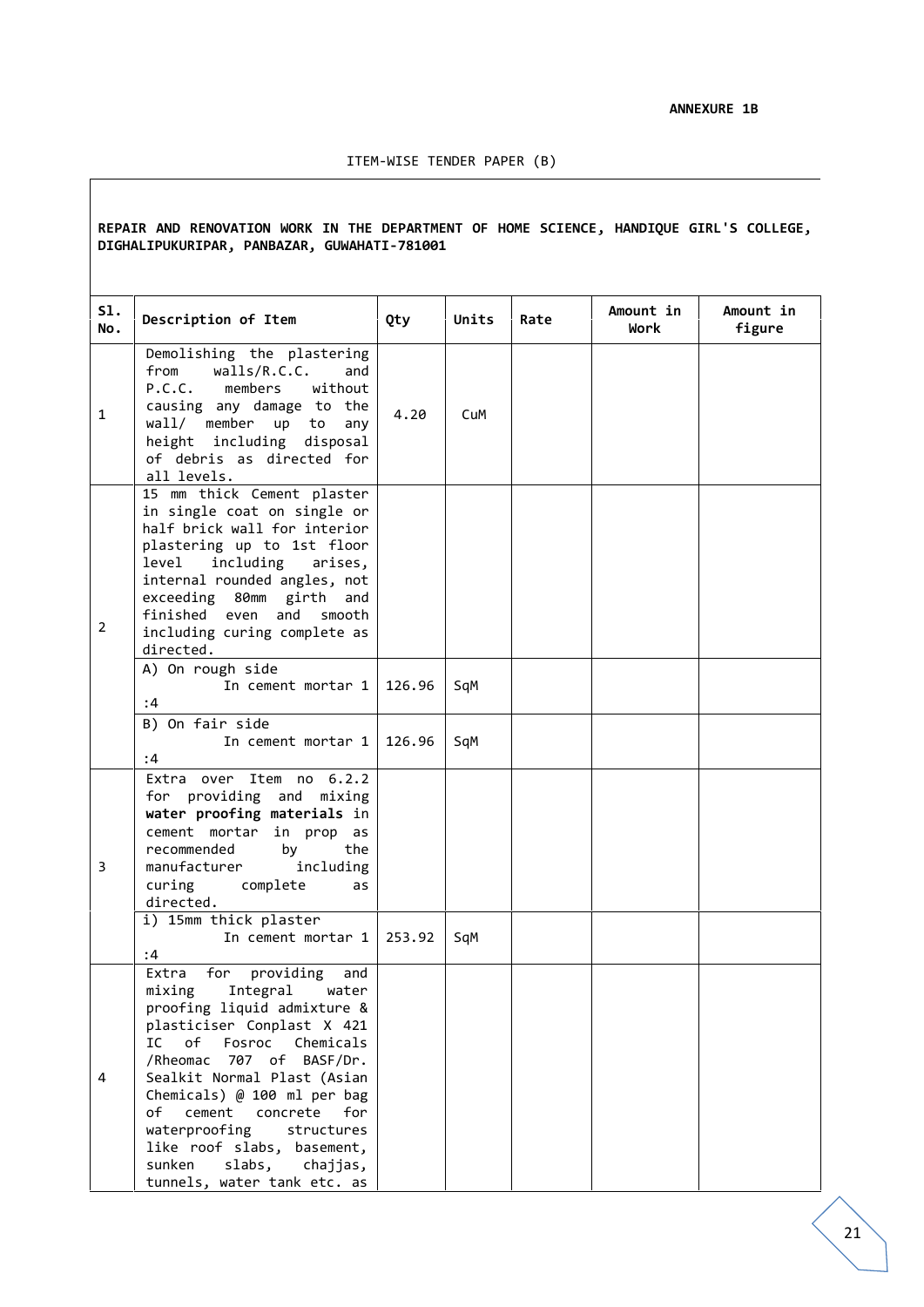**ANNEXURE 1B**

ITEM-WISE TENDER PAPER (B)

**REPAIR AND RENOVATION WORK IN THE DEPARTMENT OF HOME SCIENCE, HANDIQUE GIRL'S COLLEGE, DIGHALIPUKURIPAR, PANBAZAR, GUWAHATI-781001**

| Sl. No. | Description of Item | Qty | Units | Rate | Amount in Work | Amount in figure |
|---|---|---|---|---|---|---|
| 1 | Demolishing the plastering from walls/R.C.C. and P.C.C. members without causing any damage to the wall/ member up to any height including disposal of debris as directed for all levels. | 4.20 | CuM | | | |
| 2 | 15 mm thick Cement plaster in single coat on single or half brick wall for interior plastering up to 1st floor level including arises, internal rounded angles, not exceeding 80mm girth and finished even and smooth including curing complete as directed. | | | | | |
| | A) On rough side In cement mortar 1 :4 | 126.96 | SqM | | | |
| | B) On fair side In cement mortar 1 :4 | 126.96 | SqM | | | |
| 3 | Extra over Item no 6.2.2 for providing and mixing **water proofing materials** in cement mortar in prop as recommended by the manufacturer including curing complete as directed. | | | | | |
| | i) 15mm thick plaster In cement mortar 1 :4 | 253.92 | SqM | | | |
| 4 | Extra for providing and mixing Integral water proofing liquid admixture & plasticiser Conplast X 421 IC of Fosroc Chemicals /Rheomac 707 of BASF/Dr. Sealkit Normal Plast (Asian Chemicals) @ 100 ml per bag of cement concrete for waterproofing structures like roof slabs, basement, sunken slabs, chajjas, tunnels, water tank etc. as | | | | | |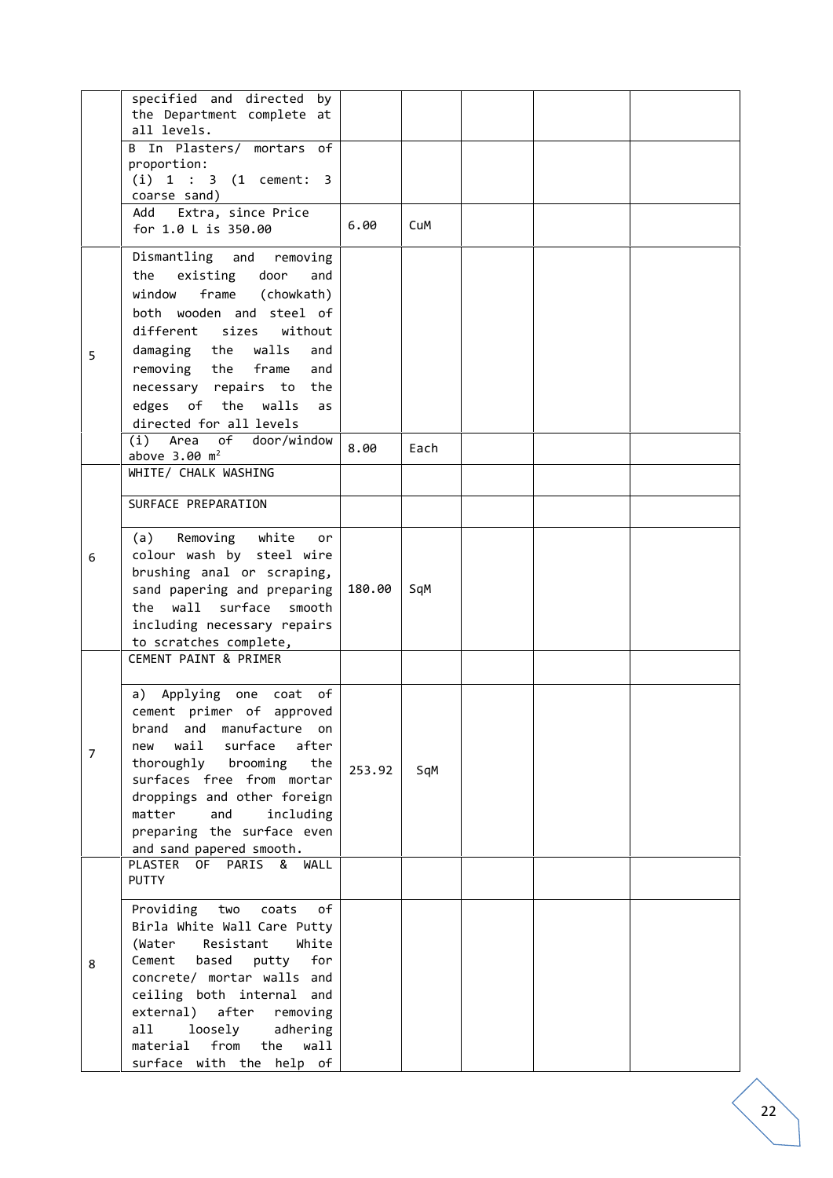| | | | | | | |
|---|---|---|---|---|---|---|
| | specified and directed by the Department complete at all levels. | | | | | |
| | B In Plasters/ mortars of proportion: (i) 1 : 3 (1 cement: 3 coarse sand) | | | | | |
| | Add Extra, since Price for 1.0 L is 350.00 | 6.00 | CuM | | | |
| 5 | Dismantling and removing the existing door and window frame (chowkath) both wooden and steel of different sizes without damaging the walls and removing the frame and necessary repairs to the edges of the walls as directed for all levels | | | | | |
| | (i) Area of door/window above 3.00 $m^2$ | 8.00 | Each | | | |
| 6 | WHITE/ CHALK WASHING | | | | | |
| | SURFACE PREPARATION | | | | | |
| | (a) Removing white or colour wash by steel wire brushing anal or scraping, sand papering and preparing the wall surface smooth including necessary repairs to scratches complete, | 180.00 | SqM | | | |
| 7 | CEMENT PAINT & PRIMER | | | | | |
| | a) Applying one coat of cement primer of approved brand and manufacture on new wail surface after thoroughly brooming the surfaces free from mortar droppings and other foreign matter and including preparing the surface even and sand papered smooth. | 253.92 | SqM | | | |
| 8 | PLASTER OF PARIS & WALL PUTTY | | | | | |
| | Providing two coats of Birla White Wall Care Putty (Water Resistant White Cement based putty for concrete/ mortar walls and ceiling both internal and external) after removing all loosely adhering material from the wall surface with the help of | | | | | |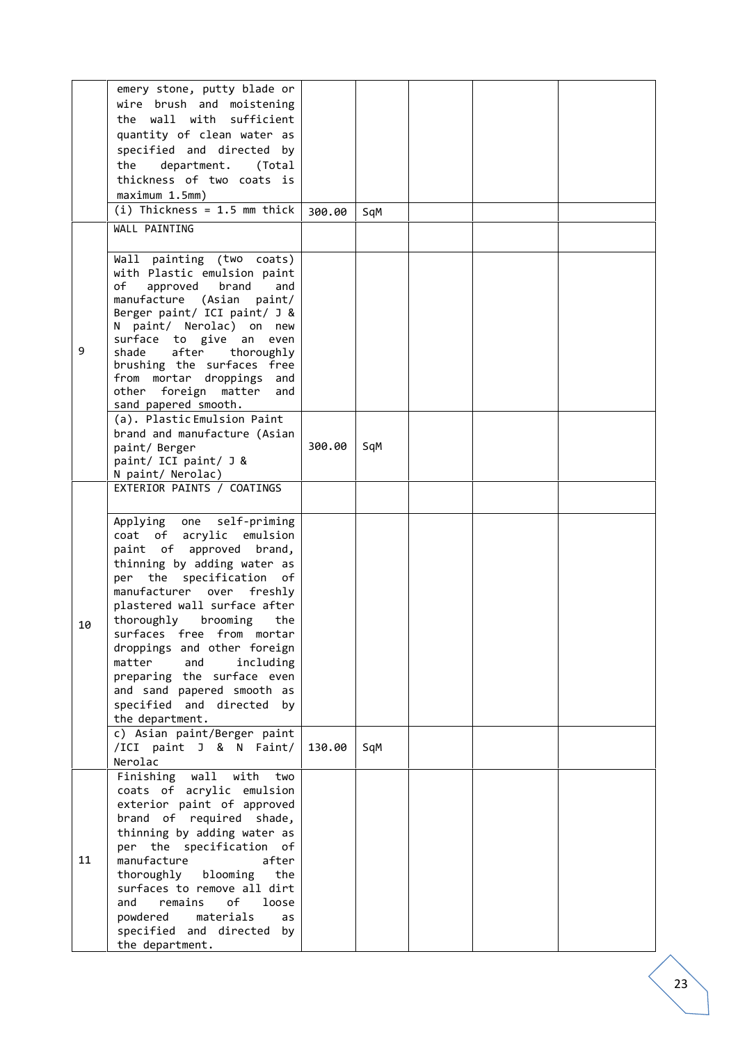| | | | | | | |
|---|---|---|---|---|---|---|
| | emery stone, putty blade or wire brush and moistening the wall with sufficient quantity of clean water as specified and directed by the department. (Total thickness of two coats is maximum 1.5mm) | | | | | |
| | (i) Thickness = 1.5 mm thick | 300.00 | SqM | | | |
| 9 | WALL PAINTING | | | | | |
| | Wall painting (two coats) with Plastic emulsion paint of approved brand and manufacture (Asian paint/ Berger paint/ ICI paint/ J & N paint/ Nerolac) on new surface to give an even shade after thoroughly brushing the surfaces free from mortar droppings and other foreign matter and sand papered smooth. | | | | | |
| | (a). Plastic Emulsion Paint brand and manufacture (Asian paint/ Berger paint/ ICI paint/ J & N paint/ Nerolac) | 300.00 | SqM | | | |
| 10 | EXTERIOR PAINTS / COATINGS | | | | | |
| | Applying one self-priming coat of acrylic emulsion paint of approved brand, thinning by adding water as per the specification of manufacturer over freshly plastered wall surface after thoroughly brooming the surfaces free from mortar droppings and other foreign matter and including preparing the surface even and sand papered smooth as specified and directed by the department. | | | | | |
| | c) Asian paint/Berger paint /ICI paint J & N Faint/ Nerolac | 130.00 | SqM | | | |
| 11 | Finishing wall with two coats of acrylic emulsion exterior paint of approved brand of required shade, thinning by adding water as per the specification of manufacture after thoroughly blooming the surfaces to remove all dirt and remains of loose powdered materials as specified and directed by the department. | | | | | |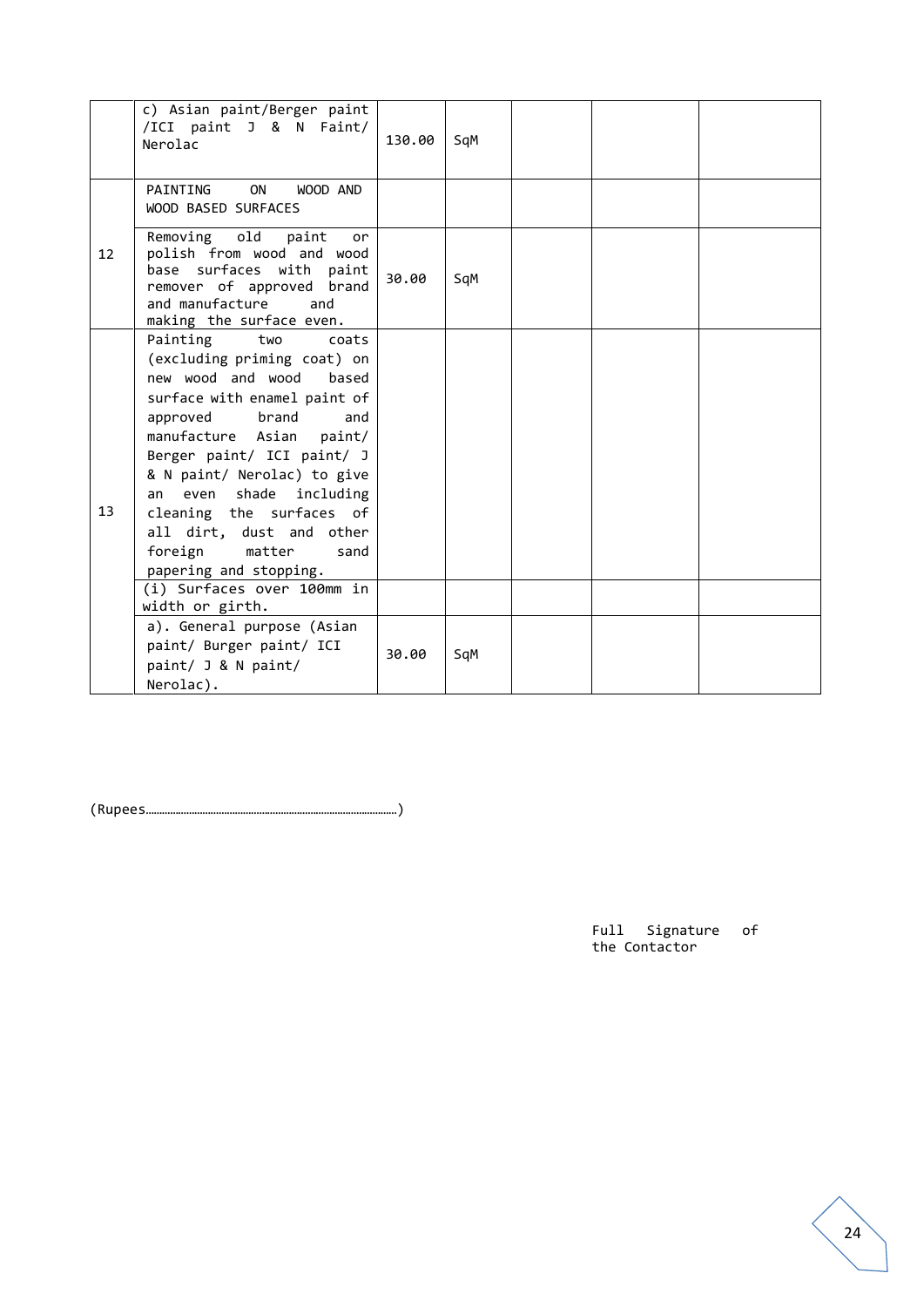| | | | | | | |
|---|---|---|---|---|---|---|
| | c) Asian paint/Berger paint /ICI paint J & N Faint/ Nerolac | 130.00 | SqM | | | |
| 12 | PAINTING ON WOOD AND WOOD BASED SURFACES | | | | | |
| | Removing old paint or polish from wood and wood base surfaces with paint remover of approved brand and manufacture and making the surface even. | 30.00 | SqM | | | |
| 13 | Painting two coats (excluding priming coat) on new wood and wood based surface with enamel paint of approved brand and manufacture Asian paint/ Berger paint/ ICI paint/ J & N paint/ Nerolac) to give an even shade including cleaning the surfaces of all dirt, dust and other foreign matter sand papering and stopping. | | | | | |
| | (i) Surfaces over 100mm in width or girth. | | | | | |
| | a). General purpose (Asian paint/ Burger paint/ ICI paint/ J & N paint/ Nerolac). | 30.00 | SqM | | | |

(Rupees……………………………………………………………………………………)

Full Signature of the Contactor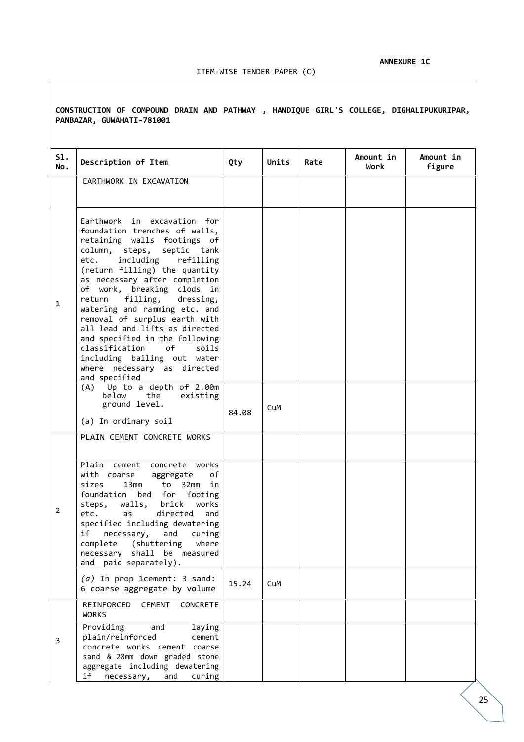**ANNEXURE 1C**

ITEM-WISE TENDER PAPER (C)

**CONSTRUCTION OF COMPOUND DRAIN AND PATHWAY , HANDIQUE GIRL'S COLLEGE, DIGHALIPUKURIPAR, PANBAZAR, GUWAHATI-781001**

| Sl. No. | Description of Item | Qty | Units | Rate | Amount in Work | Amount in figure |
|---|---|---|---|---|---|---|
| | EARTHWORK IN EXCAVATION | | | | | |
| 1 | Earthwork in excavation for foundation trenches of walls, retaining walls footings of column, steps, septic tank etc. including refilling (return filling) the quantity as necessary after completion of work, breaking clods in return filling, dressing, watering and ramming etc. and removal of surplus earth with all lead and lifts as directed and specified in the following classification of soils including bailing out water where necessary as directed and specified | | | | | |
| | (A) Up to a depth of 2.00m below the existing ground level.<br><br>(a) In ordinary soil | 84.08 | CuM | | | |
| | PLAIN CEMENT CONCRETE WORKS | | | | | |
| 2 | Plain cement concrete works with coarse aggregate of sizes 13mm to 32mm in foundation bed for footing steps, walls, brick works etc. as directed and specified including dewatering if necessary, and curing complete (shuttering where necessary shall be measured and paid separately). | | | | | |
| | *(a)* In prop 1cement: 3 sand: 6 coarse aggregate by volume | 15.24 | CuM | | | |
| | REINFORCED CEMENT CONCRETE WORKS | | | | | |
| 3 | Providing and laying plain/reinforced cement concrete works cement coarse sand & 20mm down graded stone aggregate including dewatering if necessary, and curing | | | | | |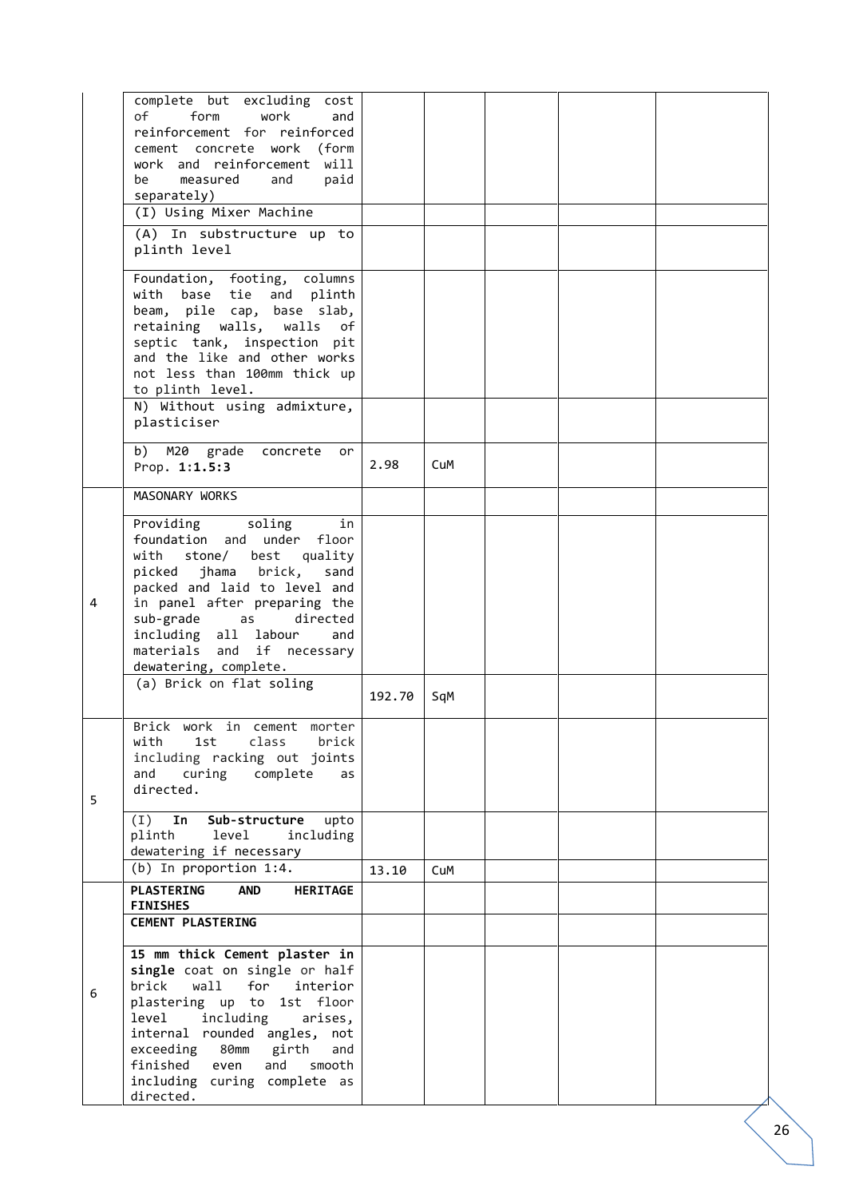|  |  |  |  |  |  |  |
|---|---|---|---|---|---|---|
|  | complete but excluding cost of form work and reinforcement for reinforced cement concrete work (form work and reinforcement will be measured and paid separately) |  |  |  |  |  |
|  | (I) Using Mixer Machine |  |  |  |  |  |
|  | (A) In substructure up to plinth level |  |  |  |  |  |
|  | Foundation, footing, columns with base tie and plinth beam, pile cap, base slab, retaining walls, walls of septic tank, inspection pit and the like and other works not less than 100mm thick up to plinth level. |  |  |  |  |  |
|  | N) Without using admixture, plasticiser |  |  |  |  |  |
|  | b) M20 grade concrete or Prop. **1:1.5:3** | 2.98 | CuM |  |  |  |
|  | MASONARY WORKS |  |  |  |  |  |
| 4 | Providing soling in foundation and under floor with stone/ best quality picked jhama brick, sand packed and laid to level and in panel after preparing the sub-grade as directed including all labour and materials and if necessary dewatering, complete. |  |  |  |  |  |
|  | (a) Brick on flat soling | 192.70 | SqM |  |  |  |
| 5 | Brick work in cement morter with 1st class brick including racking out joints and curing complete as directed. |  |  |  |  |  |
|  | (I) **In Sub-structure** upto plinth level including dewatering if necessary |  |  |  |  |  |
|  | (b) In proportion 1:4. | 13.10 | CuM |  |  |  |
|  | **PLASTERING AND HERITAGE FINISHES** |  |  |  |  |  |
|  | **CEMENT PLASTERING** |  |  |  |  |  |
| 6 | **15 mm thick Cement plaster in single** coat on single or half brick wall for interior plastering up to 1st floor level including arises, internal rounded angles, not exceeding 80mm girth and finished even and smooth including curing complete as directed. |  |  |  |  |  |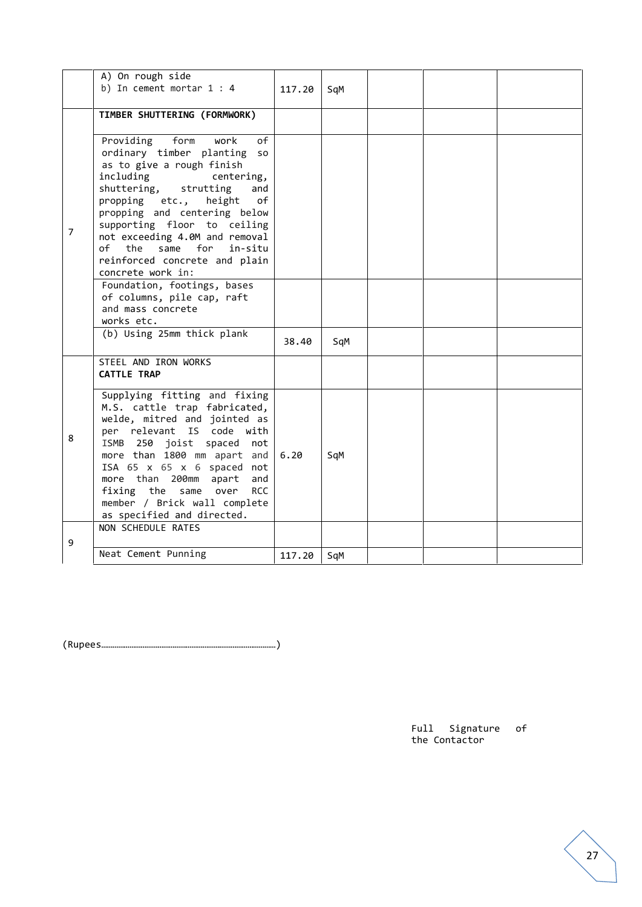| | | | | | | |
|---|---|---|---|---|---|---|
| | A) On rough side<br>b) In cement mortar 1 : 4 | 117.20 | SqM | | | |
| 7 | **TIMBER SHUTTERING (FORMWORK)** | | | | | |
| | Providing form work of ordinary timber planting so as to give a rough finish including centering, shuttering, strutting and propping etc., height of propping and centering below supporting floor to ceiling not exceeding 4.0M and removal of the same for in-situ reinforced concrete and plain concrete work in: | | | | | |
| | Foundation, footings, bases of columns, pile cap, raft and mass concrete works etc. | | | | | |
| | (b) Using 25mm thick plank | 38.40 | SqM | | | |
| 8 | STEEL AND IRON WORKS<br>**CATTLE TRAP** | | | | | |
| | Supplying fitting and fixing M.S. cattle trap fabricated, welde, mitred and jointed as per relevant IS code with ISMB 250 joist spaced not more than 1800 mm apart and ISA 65 x 65 x 6 spaced not more than 200mm apart and fixing the same over RCC member / Brick wall complete as specified and directed. | 6.20 | SqM | | | |
| 9 | NON SCHEDULE RATES | | | | | |
| | Neat Cement Punning | 117.20 | SqM | | | |

(Rupees……………………………………………………………………………………)

Full Signature of the Contactor